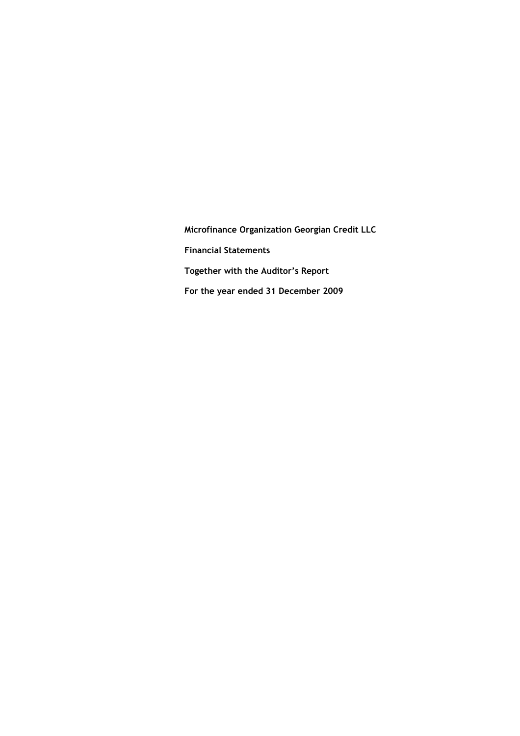**Microfinance Organization Georgian Credit LLC**

**Financial Statements**

**Together with the Auditor's Report**

**For the year ended 31 December 2009**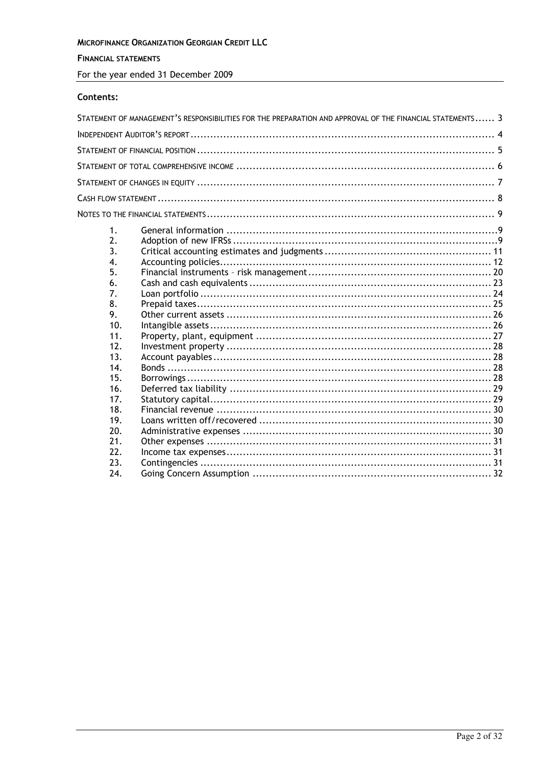**MICROFINANCE ORGANIZATION GEORGIAN CREDIT LLC**

**FINANCIAL STATEMENTS**

For the year ended 31 December 2009

**Contents:**

| | |
|---|---|
| STATEMENT OF MANAGEMENT'S RESPONSIBILITIES FOR THE PREPARATION AND APPROVAL OF THE FINANCIAL STATEMENTS | 3 |
| INDEPENDENT AUDITOR'S REPORT | 4 |
| STATEMENT OF FINANCIAL POSITION | 5 |
| STATEMENT OF TOTAL COMPREHENSIVE INCOME | 6 |
| STATEMENT OF CHANGES IN EQUITY | 7 |
| CASH FLOW STATEMENT | 8 |
| NOTES TO THE FINANCIAL STATEMENTS | 9 |

| | | |
|---|---|---|
| 1. | General information | 9 |
| 2. | Adoption of new IFRSs | 9 |
| 3. | Critical accounting estimates and judgments | 11 |
| 4. | Accounting policies | 12 |
| 5. | Financial instruments – risk management | 20 |
| 6. | Cash and cash equivalents | 23 |
| 7. | Loan portfolio | 24 |
| 8. | Prepaid taxes | 25 |
| 9. | Other current assets | 26 |
| 10. | Intangible assets | 26 |
| 11. | Property, plant, equipment | 27 |
| 12. | Investment property | 28 |
| 13. | Account payables | 28 |
| 14. | Bonds | 28 |
| 15. | Borrowings | 28 |
| 16. | Deferred tax liability | 29 |
| 17. | Statutory capital | 29 |
| 18. | Financial revenue | 30 |
| 19. | Loans written off/recovered | 30 |
| 20. | Administrative expenses | 30 |
| 21. | Other expenses | 31 |
| 22. | Income tax expenses | 31 |
| 23. | Contingencies | 31 |
| 24. | Going Concern Assumption | 32 |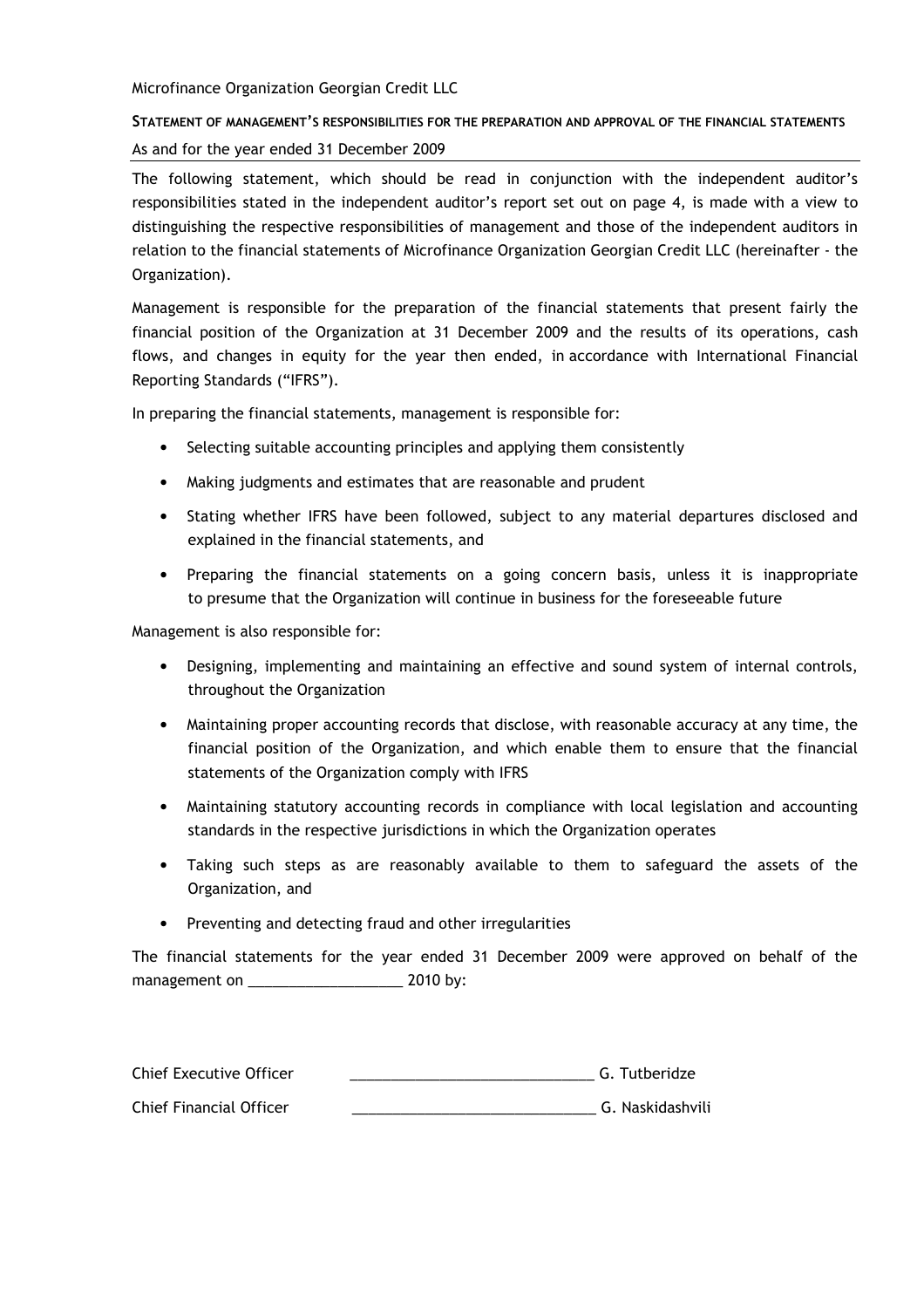Microfinance Organization Georgian Credit LLC

## STATEMENT OF MANAGEMENT'S RESPONSIBILITIES FOR THE PREPARATION AND APPROVAL OF THE FINANCIAL STATEMENTS

As and for the year ended 31 December 2009

The following statement, which should be read in conjunction with the independent auditor's responsibilities stated in the independent auditor's report set out on page 4, is made with a view to distinguishing the respective responsibilities of management and those of the independent auditors in relation to the financial statements of Microfinance Organization Georgian Credit LLC (hereinafter - the Organization).

Management is responsible for the preparation of the financial statements that present fairly the financial position of the Organization at 31 December 2009 and the results of its operations, cash flows, and changes in equity for the year then ended, in accordance with International Financial Reporting Standards ("IFRS").

In preparing the financial statements, management is responsible for:

- Selecting suitable accounting principles and applying them consistently
- Making judgments and estimates that are reasonable and prudent
- Stating whether IFRS have been followed, subject to any material departures disclosed and explained in the financial statements, and
- Preparing the financial statements on a going concern basis, unless it is inappropriate to presume that the Organization will continue in business for the foreseeable future

Management is also responsible for:

- Designing, implementing and maintaining an effective and sound system of internal controls, throughout the Organization
- Maintaining proper accounting records that disclose, with reasonable accuracy at any time, the financial position of the Organization, and which enable them to ensure that the financial statements of the Organization comply with IFRS
- Maintaining statutory accounting records in compliance with local legislation and accounting standards in the respective jurisdictions in which the Organization operates
- Taking such steps as are reasonably available to them to safeguard the assets of the Organization, and
- Preventing and detecting fraud and other irregularities

The financial statements for the year ended 31 December 2009 were approved on behalf of the management on ___________________ 2010 by:

Chief Executive Officer ______________________________ G. Tutberidze

Chief Financial Officer ______________________________ G. Naskidashvili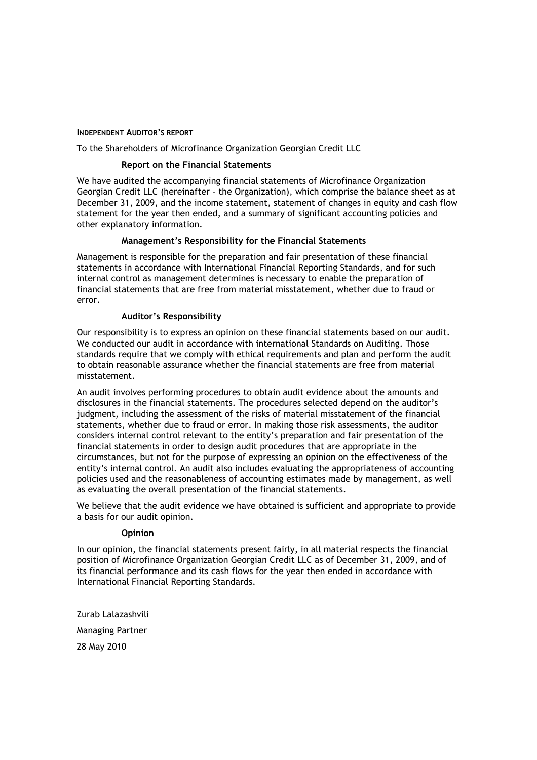# INDEPENDENT AUDITOR'S REPORT

To the Shareholders of Microfinance Organization Georgian Credit LLC

## Report on the Financial Statements

We have audited the accompanying financial statements of Microfinance Organization Georgian Credit LLC (hereinafter - the Organization), which comprise the balance sheet as at December 31, 2009, and the income statement, statement of changes in equity and cash flow statement for the year then ended, and a summary of significant accounting policies and other explanatory information.

## Management's Responsibility for the Financial Statements

Management is responsible for the preparation and fair presentation of these financial statements in accordance with International Financial Reporting Standards, and for such internal control as management determines is necessary to enable the preparation of financial statements that are free from material misstatement, whether due to fraud or error.

## Auditor's Responsibility

Our responsibility is to express an opinion on these financial statements based on our audit. We conducted our audit in accordance with international Standards on Auditing. Those standards require that we comply with ethical requirements and plan and perform the audit to obtain reasonable assurance whether the financial statements are free from material misstatement.

An audit involves performing procedures to obtain audit evidence about the amounts and disclosures in the financial statements. The procedures selected depend on the auditor's judgment, including the assessment of the risks of material misstatement of the financial statements, whether due to fraud or error. In making those risk assessments, the auditor considers internal control relevant to the entity's preparation and fair presentation of the financial statements in order to design audit procedures that are appropriate in the circumstances, but not for the purpose of expressing an opinion on the effectiveness of the entity's internal control. An audit also includes evaluating the appropriateness of accounting policies used and the reasonableness of accounting estimates made by management, as well as evaluating the overall presentation of the financial statements.

We believe that the audit evidence we have obtained is sufficient and appropriate to provide a basis for our audit opinion.

## Opinion

In our opinion, the financial statements present fairly, in all material respects the financial position of Microfinance Organization Georgian Credit LLC as of December 31, 2009, and of its financial performance and its cash flows for the year then ended in accordance with International Financial Reporting Standards.

Zurab Lalazashvili

Managing Partner

28 May 2010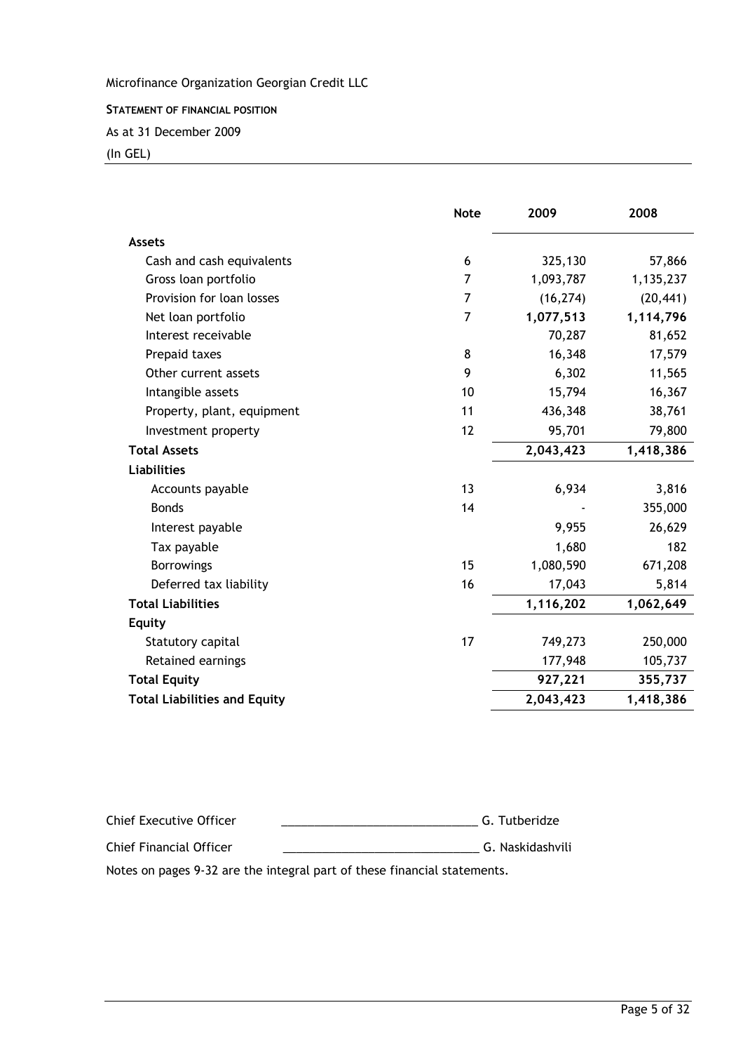Microfinance Organization Georgian Credit LLC

**STATEMENT OF FINANCIAL POSITION**

As at 31 December 2009

(In GEL)

| | Note | 2009 | 2008 |
|---|---|---|---|
| **Assets** | | | |
| Cash and cash equivalents | 6 | 325,130 | 57,866 |
| Gross loan portfolio | 7 | 1,093,787 | 1,135,237 |
| Provision for loan losses | 7 | (16,274) | (20,441) |
| Net loan portfolio | 7 | **1,077,513** | **1,114,796** |
| Interest receivable | | 70,287 | 81,652 |
| Prepaid taxes | 8 | 16,348 | 17,579 |
| Other current assets | 9 | 6,302 | 11,565 |
| Intangible assets | 10 | 15,794 | 16,367 |
| Property, plant, equipment | 11 | 436,348 | 38,761 |
| Investment property | 12 | 95,701 | 79,800 |
| **Total Assets** | | **2,043,423** | **1,418,386** |
| **Liabilities** | | | |
| Accounts payable | 13 | 6,934 | 3,816 |
| Bonds | 14 | - | 355,000 |
| Interest payable | | 9,955 | 26,629 |
| Tax payable | | 1,680 | 182 |
| Borrowings | 15 | 1,080,590 | 671,208 |
| Deferred tax liability | 16 | 17,043 | 5,814 |
| **Total Liabilities** | | **1,116,202** | **1,062,649** |
| **Equity** | | | |
| Statutory capital | 17 | 749,273 | 250,000 |
| Retained earnings | | 177,948 | 105,737 |
| **Total Equity** | | **927,221** | **355,737** |
| **Total Liabilities and Equity** | | **2,043,423** | **1,418,386** |

Chief Executive Officer _____________________________ G. Tutberidze

Chief Financial Officer _____________________________ G. Naskidashvili

Notes on pages 9-32 are the integral part of these financial statements.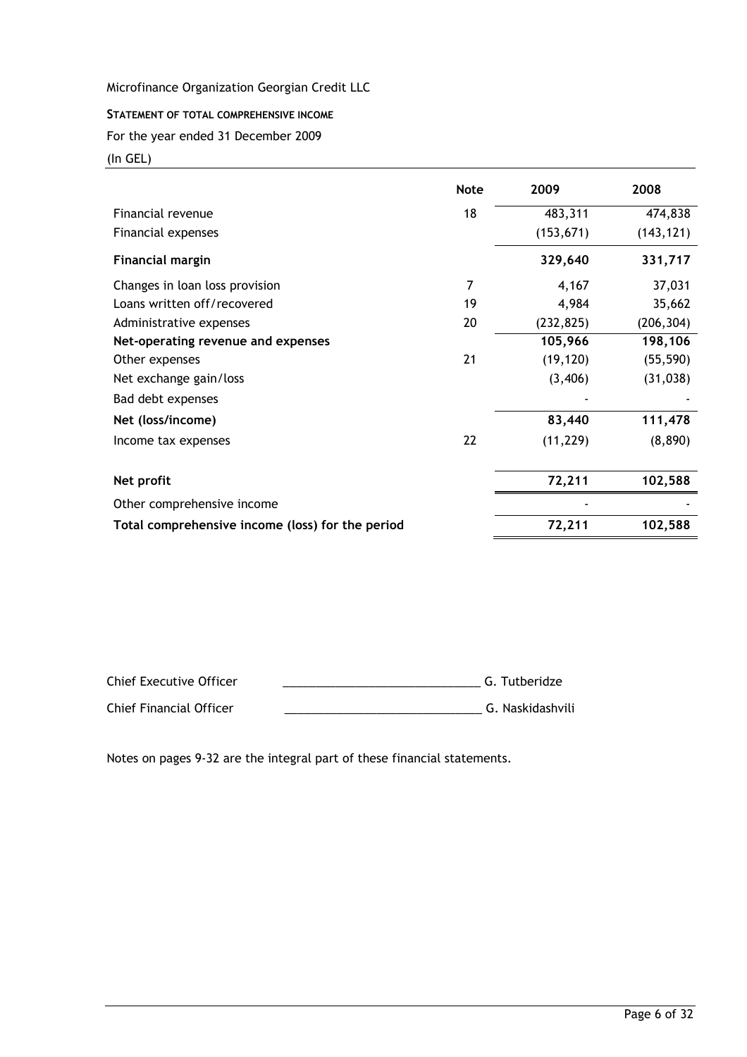Microfinance Organization Georgian Credit LLC

**STATEMENT OF TOTAL COMPREHENSIVE INCOME**

For the year ended 31 December 2009

(In GEL)

| | Note | 2009 | 2008 |
|---|---|---|---|
| Financial revenue | 18 | 483,311 | 474,838 |
| Financial expenses | | (153,671) | (143,121) |
| **Financial margin** | | **329,640** | **331,717** |
| Changes in loan loss provision | 7 | 4,167 | 37,031 |
| Loans written off/recovered | 19 | 4,984 | 35,662 |
| Administrative expenses | 20 | (232,825) | (206,304) |
| **Net-operating revenue and expenses** | | **105,966** | **198,106** |
| Other expenses | 21 | (19,120) | (55,590) |
| Net exchange gain/loss | | (3,406) | (31,038) |
| Bad debt expenses | | - | - |
| **Net (loss/income)** | | **83,440** | **111,478** |
| Income tax expenses | 22 | (11,229) | (8,890) |
| **Net profit** | | **72,211** | **102,588** |
| Other comprehensive income | | - | - |
| **Total comprehensive income (loss) for the period** | | **72,211** | **102,588** |

Chief Executive Officer \_\_\_\_\_\_\_\_\_\_\_\_\_\_\_\_\_\_\_\_\_\_\_\_\_\_\_\_\_\_ G. Tutberidze

Chief Financial Officer \_\_\_\_\_\_\_\_\_\_\_\_\_\_\_\_\_\_\_\_\_\_\_\_\_\_\_\_\_\_ G. Naskidashvili

Notes on pages 9-32 are the integral part of these financial statements.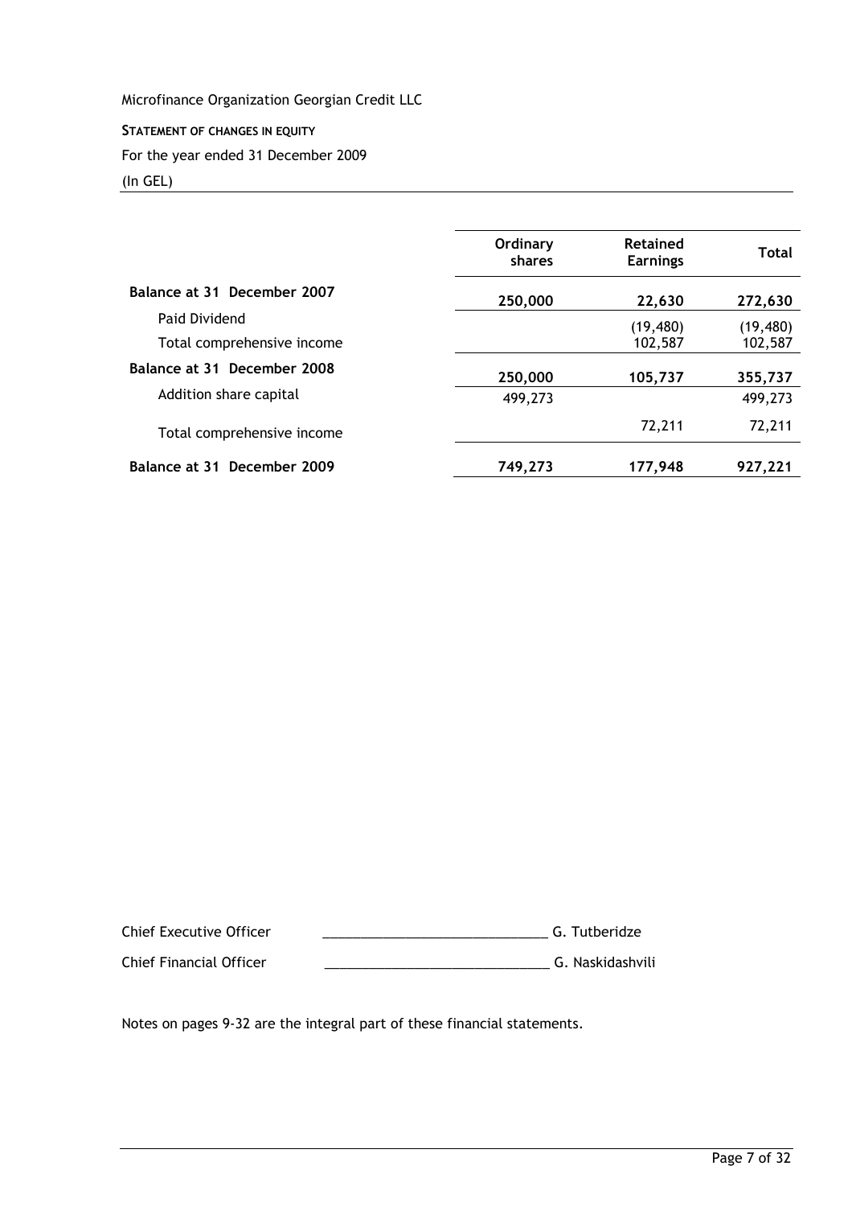Microfinance Organization Georgian Credit LLC

**STATEMENT OF CHANGES IN EQUITY**

For the year ended 31 December 2009

(In GEL)

| | Ordinary shares | Retained Earnings | Total |
|---|---|---|---|
| **Balance at 31 December 2007** | **250,000** | **22,630** | **272,630** |
| Paid Dividend | | (19,480) | (19,480) |
| Total comprehensive income | | 102,587 | 102,587 |
| **Balance at 31 December 2008** | **250,000** | **105,737** | **355,737** |
| Addition share capital | 499,273 | | 499,273 |
| Total comprehensive income | | 72,211 | 72,211 |
| **Balance at 31 December 2009** | **749,273** | **177,948** | **927,221** |

Chief Executive Officer ______________________________ G. Tutberidze

Chief Financial Officer ______________________________ G. Naskidashvili

Notes on pages 9-32 are the integral part of these financial statements.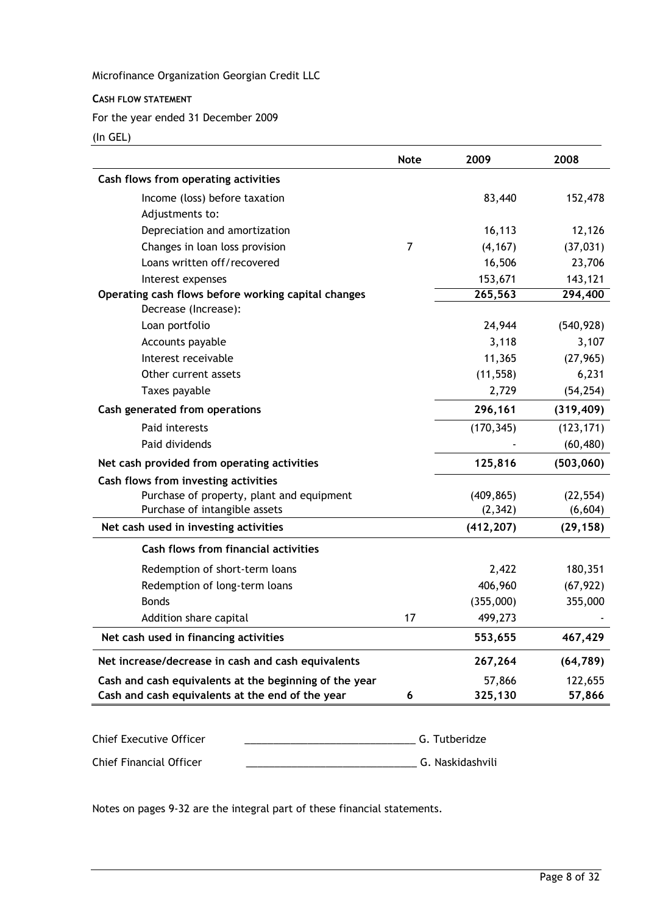Microfinance Organization Georgian Credit LLC

**CASH FLOW STATEMENT**

For the year ended 31 December 2009

(In GEL)

| | Note | 2009 | 2008 |
|---|---|---|---|
| **Cash flows from operating activities** | | | |
| Income (loss) before taxation | | 83,440 | 152,478 |
| Adjustments to: | | | |
| Depreciation and amortization | | 16,113 | 12,126 |
| Changes in loan loss provision | 7 | (4,167) | (37,031) |
| Loans written off/recovered | | 16,506 | 23,706 |
| Interest expenses | | 153,671 | 143,121 |
| **Operating cash flows before working capital changes** | | **265,563** | **294,400** |
| Decrease (Increase): | | | |
| Loan portfolio | | 24,944 | (540,928) |
| Accounts payable | | 3,118 | 3,107 |
| Interest receivable | | 11,365 | (27,965) |
| Other current assets | | (11,558) | 6,231 |
| Taxes payable | | 2,729 | (54,254) |
| **Cash generated from operations** | | **296,161** | **(319,409)** |
| Paid interests | | (170,345) | (123,171) |
| Paid dividends | | - | (60,480) |
| **Net cash provided from operating activities** | | **125,816** | **(503,060)** |
| **Cash flows from investing activities** | | | |
| Purchase of property, plant and equipment | | (409,865) | (22,554) |
| Purchase of intangible assets | | (2,342) | (6,604) |
| **Net cash used in investing activities** | | **(412,207)** | **(29,158)** |
| **Cash flows from financial activities** | | | |
| Redemption of short-term loans | | 2,422 | 180,351 |
| Redemption of long-term loans | | 406,960 | (67,922) |
| Bonds | | (355,000) | 355,000 |
| Addition share capital | 17 | 499,273 | - |
| **Net cash used in financing activities** | | **553,655** | **467,429** |
| **Net increase/decrease in cash and cash equivalents** | | **267,264** | **(64,789)** |
| **Cash and cash equivalents at the beginning of the year** | | 57,866 | 122,655 |
| **Cash and cash equivalents at the end of the year** | 6 | 325,130 | 57,866 |

Chief Executive Officer \_\_\_\_\_\_\_\_\_\_\_\_\_\_\_\_\_\_\_\_\_\_\_\_\_\_\_\_\_\_ G. Tutberidze

Chief Financial Officer \_\_\_\_\_\_\_\_\_\_\_\_\_\_\_\_\_\_\_\_\_\_\_\_\_\_\_\_\_\_ G. Naskidashvili

Notes on pages 9-32 are the integral part of these financial statements.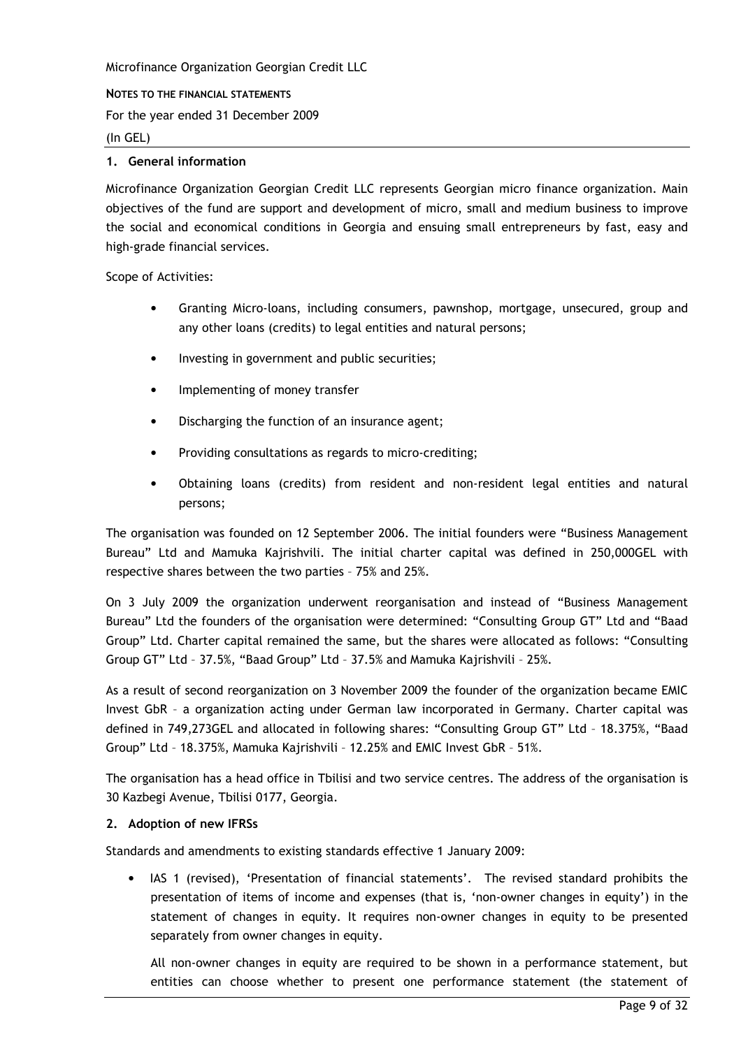Microfinance Organization Georgian Credit LLC

**NOTES TO THE FINANCIAL STATEMENTS**

For the year ended 31 December 2009

(In GEL)

## 1. General information

Microfinance Organization Georgian Credit LLC represents Georgian micro finance organization. Main objectives of the fund are support and development of micro, small and medium business to improve the social and economical conditions in Georgia and ensuing small entrepreneurs by fast, easy and high-grade financial services.

Scope of Activities:

- Granting Micro-loans, including consumers, pawnshop, mortgage, unsecured, group and any other loans (credits) to legal entities and natural persons;
- Investing in government and public securities;
- Implementing of money transfer
- Discharging the function of an insurance agent;
- Providing consultations as regards to micro-crediting;
- Obtaining loans (credits) from resident and non-resident legal entities and natural persons;

The organisation was founded on 12 September 2006. The initial founders were "Business Management Bureau" Ltd and Mamuka Kajrishvili. The initial charter capital was defined in 250,000GEL with respective shares between the two parties – 75% and 25%.

On 3 July 2009 the organization underwent reorganisation and instead of "Business Management Bureau" Ltd the founders of the organisation were determined: "Consulting Group GT" Ltd and "Baad Group" Ltd. Charter capital remained the same, but the shares were allocated as follows: "Consulting Group GT" Ltd – 37.5%, "Baad Group" Ltd – 37.5% and Mamuka Kajrishvili – 25%.

As a result of second reorganization on 3 November 2009 the founder of the organization became EMIC Invest GbR – a organization acting under German law incorporated in Germany. Charter capital was defined in 749,273GEL and allocated in following shares: "Consulting Group GT" Ltd – 18.375%, "Baad Group" Ltd – 18.375%, Mamuka Kajrishvili – 12.25% and EMIC Invest GbR – 51%.

The organisation has a head office in Tbilisi and two service centres. The address of the organisation is 30 Kazbegi Avenue, Tbilisi 0177, Georgia.

## 2. Adoption of new IFRSs

Standards and amendments to existing standards effective 1 January 2009:

- IAS 1 (revised), 'Presentation of financial statements'. The revised standard prohibits the presentation of items of income and expenses (that is, 'non-owner changes in equity') in the statement of changes in equity. It requires non-owner changes in equity to be presented separately from owner changes in equity.

  All non-owner changes in equity are required to be shown in a performance statement, but entities can choose whether to present one performance statement (the statement of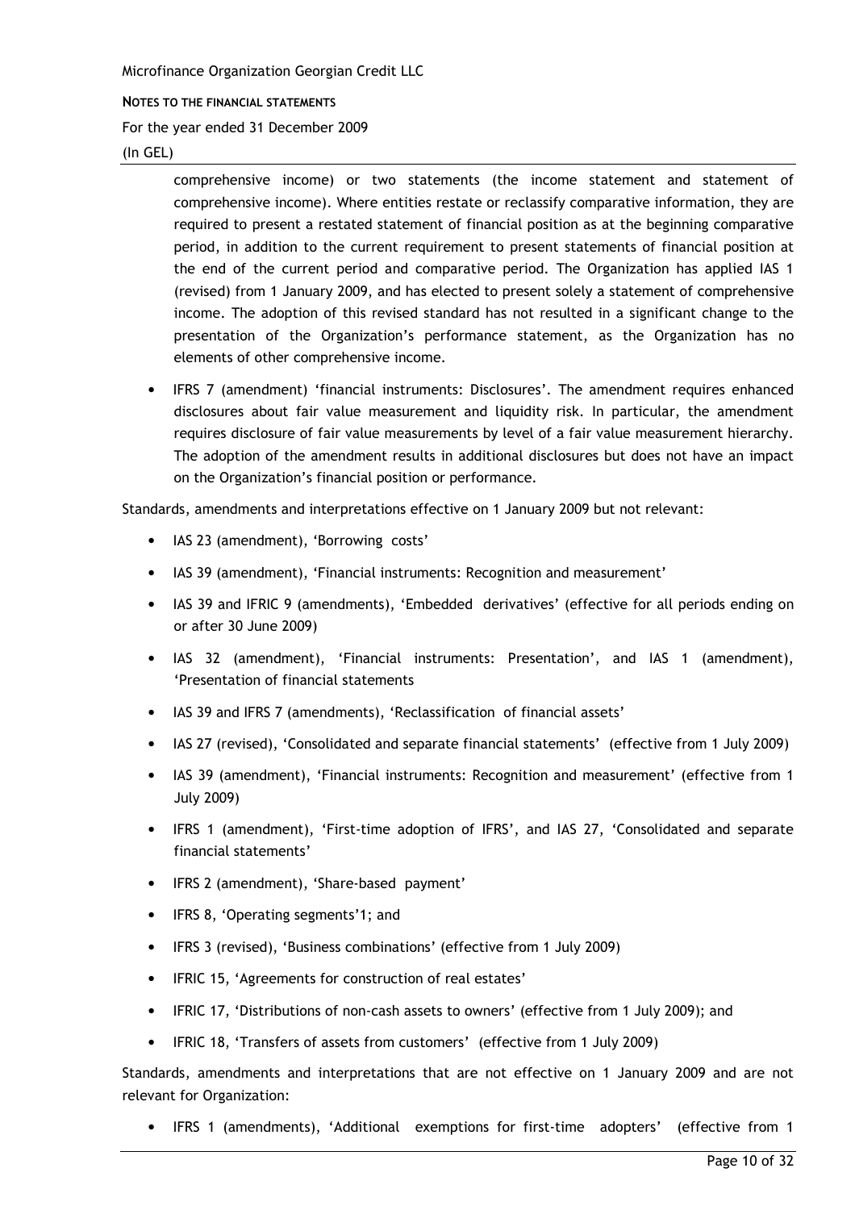comprehensive income) or two statements (the income statement and statement of comprehensive income). Where entities restate or reclassify comparative information, they are required to present a restated statement of financial position as at the beginning comparative period, in addition to the current requirement to present statements of financial position at the end of the current period and comparative period. The Organization has applied IAS 1 (revised) from 1 January 2009, and has elected to present solely a statement of comprehensive income. The adoption of this revised standard has not resulted in a significant change to the presentation of the Organization's performance statement, as the Organization has no elements of other comprehensive income.

- IFRS 7 (amendment) 'financial instruments: Disclosures'. The amendment requires enhanced disclosures about fair value measurement and liquidity risk. In particular, the amendment requires disclosure of fair value measurements by level of a fair value measurement hierarchy. The adoption of the amendment results in additional disclosures but does not have an impact on the Organization's financial position or performance.

Standards, amendments and interpretations effective on 1 January 2009 but not relevant:

- IAS 23 (amendment), 'Borrowing costs'
- IAS 39 (amendment), 'Financial instruments: Recognition and measurement'
- IAS 39 and IFRIC 9 (amendments), 'Embedded derivatives' (effective for all periods ending on or after 30 June 2009)
- IAS 32 (amendment), 'Financial instruments: Presentation', and IAS 1 (amendment), 'Presentation of financial statements
- IAS 39 and IFRS 7 (amendments), 'Reclassification of financial assets'
- IAS 27 (revised), 'Consolidated and separate financial statements' (effective from 1 July 2009)
- IAS 39 (amendment), 'Financial instruments: Recognition and measurement' (effective from 1 July 2009)
- IFRS 1 (amendment), 'First-time adoption of IFRS', and IAS 27, 'Consolidated and separate financial statements'
- IFRS 2 (amendment), 'Share-based payment'
- IFRS 8, 'Operating segments'1; and
- IFRS 3 (revised), 'Business combinations' (effective from 1 July 2009)
- IFRIC 15, 'Agreements for construction of real estates'
- IFRIC 17, 'Distributions of non-cash assets to owners' (effective from 1 July 2009); and
- IFRIC 18, 'Transfers of assets from customers' (effective from 1 July 2009)

Standards, amendments and interpretations that are not effective on 1 January 2009 and are not relevant for Organization:

- IFRS 1 (amendments), 'Additional exemptions for first-time adopters' (effective from 1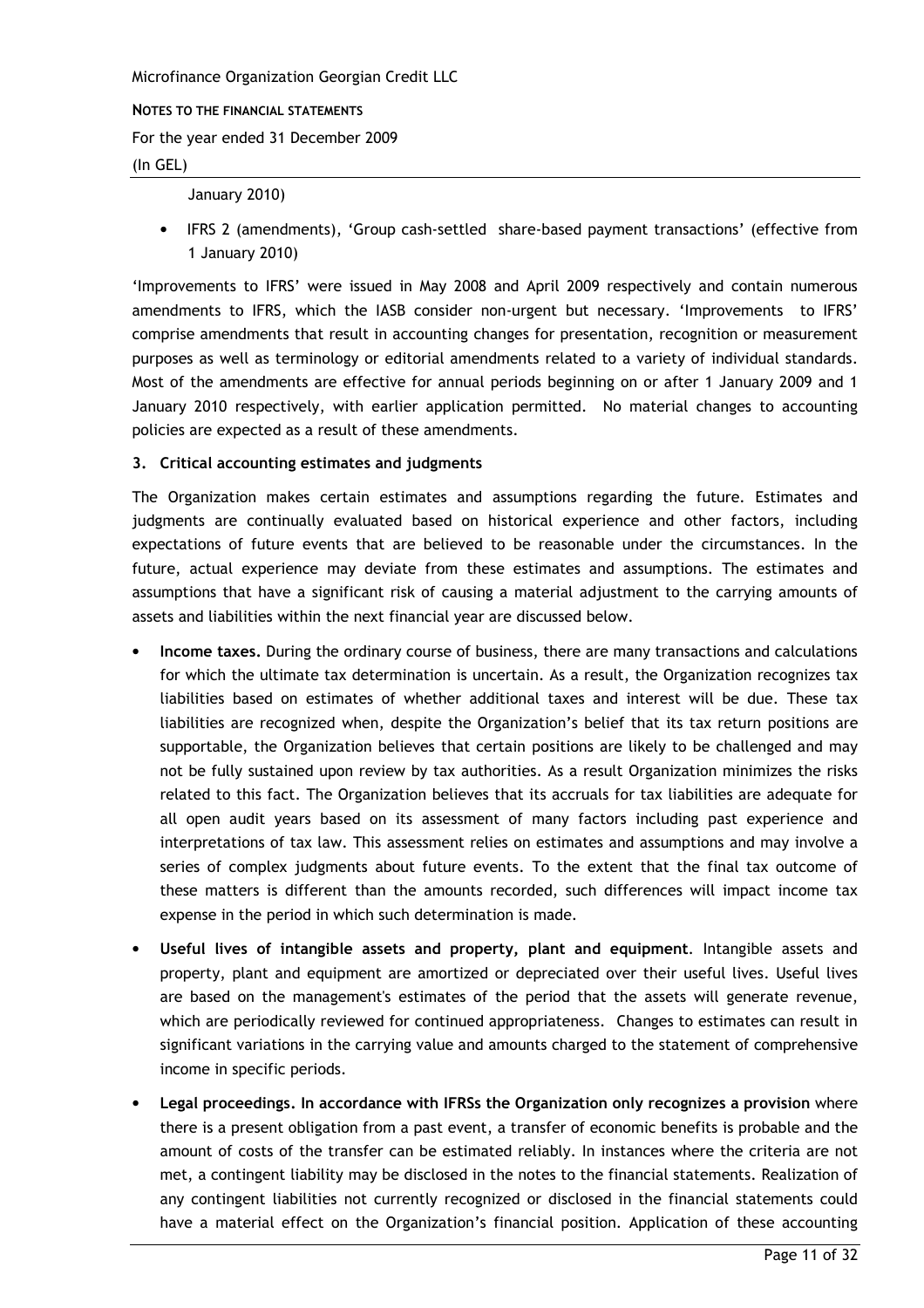January 2010)

- IFRS 2 (amendments), 'Group cash-settled share-based payment transactions' (effective from 1 January 2010)

'Improvements to IFRS' were issued in May 2008 and April 2009 respectively and contain numerous amendments to IFRS, which the IASB consider non-urgent but necessary. 'Improvements to IFRS' comprise amendments that result in accounting changes for presentation, recognition or measurement purposes as well as terminology or editorial amendments related to a variety of individual standards. Most of the amendments are effective for annual periods beginning on or after 1 January 2009 and 1 January 2010 respectively, with earlier application permitted. No material changes to accounting policies are expected as a result of these amendments.

### 3. Critical accounting estimates and judgments

The Organization makes certain estimates and assumptions regarding the future. Estimates and judgments are continually evaluated based on historical experience and other factors, including expectations of future events that are believed to be reasonable under the circumstances. In the future, actual experience may deviate from these estimates and assumptions. The estimates and assumptions that have a significant risk of causing a material adjustment to the carrying amounts of assets and liabilities within the next financial year are discussed below.

- **Income taxes.** During the ordinary course of business, there are many transactions and calculations for which the ultimate tax determination is uncertain. As a result, the Organization recognizes tax liabilities based on estimates of whether additional taxes and interest will be due. These tax liabilities are recognized when, despite the Organization's belief that its tax return positions are supportable, the Organization believes that certain positions are likely to be challenged and may not be fully sustained upon review by tax authorities. As a result Organization minimizes the risks related to this fact. The Organization believes that its accruals for tax liabilities are adequate for all open audit years based on its assessment of many factors including past experience and interpretations of tax law. This assessment relies on estimates and assumptions and may involve a series of complex judgments about future events. To the extent that the final tax outcome of these matters is different than the amounts recorded, such differences will impact income tax expense in the period in which such determination is made.

- **Useful lives of intangible assets and property, plant and equipment**. Intangible assets and property, plant and equipment are amortized or depreciated over their useful lives. Useful lives are based on the management's estimates of the period that the assets will generate revenue, which are periodically reviewed for continued appropriateness. Changes to estimates can result in significant variations in the carrying value and amounts charged to the statement of comprehensive income in specific periods.

- **Legal proceedings. In accordance with IFRSs the Organization only recognizes a provision** where there is a present obligation from a past event, a transfer of economic benefits is probable and the amount of costs of the transfer can be estimated reliably. In instances where the criteria are not met, a contingent liability may be disclosed in the notes to the financial statements. Realization of any contingent liabilities not currently recognized or disclosed in the financial statements could have a material effect on the Organization's financial position. Application of these accounting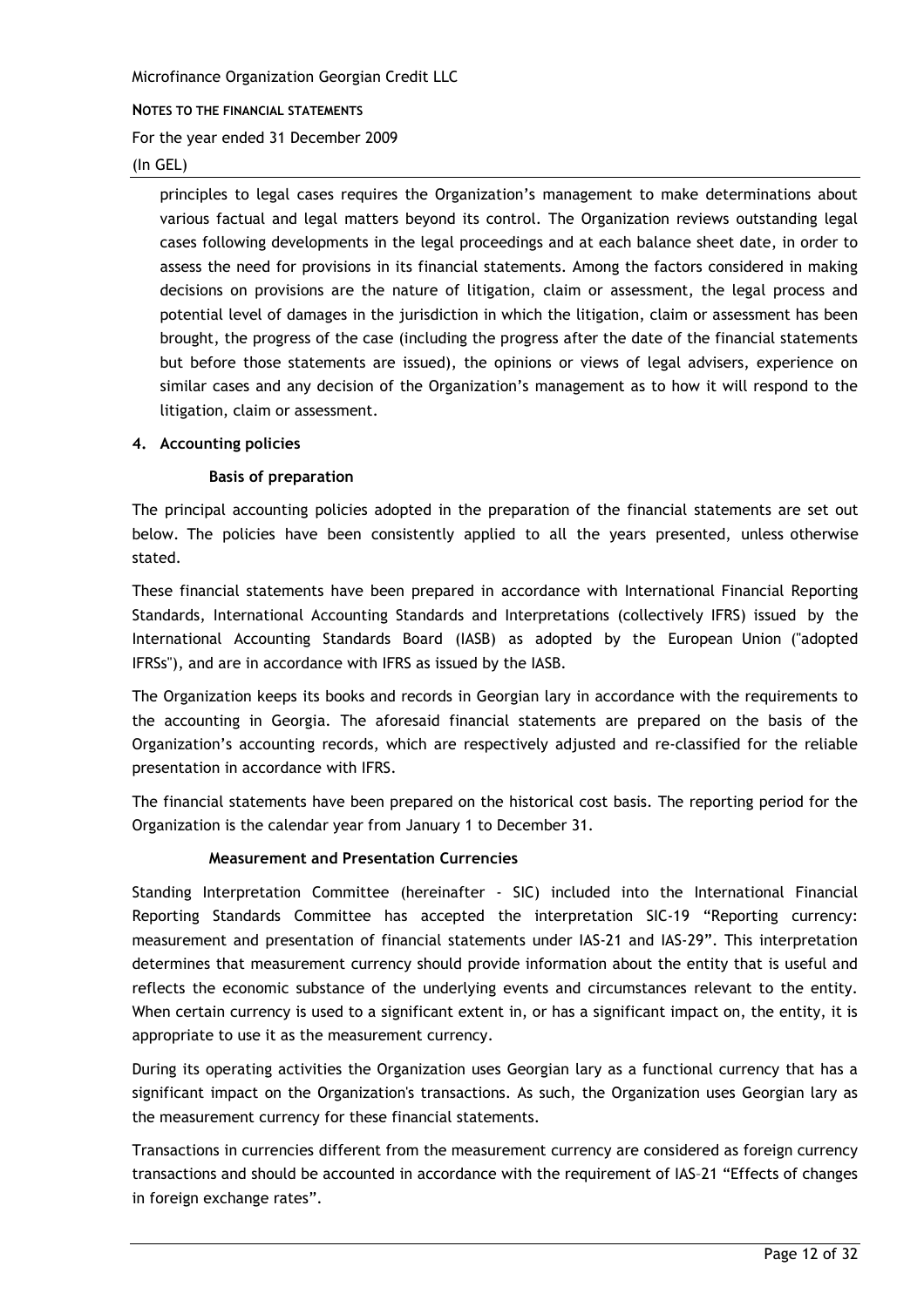principles to legal cases requires the Organization's management to make determinations about various factual and legal matters beyond its control. The Organization reviews outstanding legal cases following developments in the legal proceedings and at each balance sheet date, in order to assess the need for provisions in its financial statements. Among the factors considered in making decisions on provisions are the nature of litigation, claim or assessment, the legal process and potential level of damages in the jurisdiction in which the litigation, claim or assessment has been brought, the progress of the case (including the progress after the date of the financial statements but before those statements are issued), the opinions or views of legal advisers, experience on similar cases and any decision of the Organization's management as to how it will respond to the litigation, claim or assessment.

## 4. Accounting policies

### Basis of preparation

The principal accounting policies adopted in the preparation of the financial statements are set out below. The policies have been consistently applied to all the years presented, unless otherwise stated.

These financial statements have been prepared in accordance with International Financial Reporting Standards, International Accounting Standards and Interpretations (collectively IFRS) issued by the International Accounting Standards Board (IASB) as adopted by the European Union ("adopted IFRSs"), and are in accordance with IFRS as issued by the IASB.

The Organization keeps its books and records in Georgian lary in accordance with the requirements to the accounting in Georgia. The aforesaid financial statements are prepared on the basis of the Organization's accounting records, which are respectively adjusted and re-classified for the reliable presentation in accordance with IFRS.

The financial statements have been prepared on the historical cost basis. The reporting period for the Organization is the calendar year from January 1 to December 31.

### Measurement and Presentation Currencies

Standing Interpretation Committee (hereinafter - SIC) included into the International Financial Reporting Standards Committee has accepted the interpretation SIC-19 "Reporting currency: measurement and presentation of financial statements under IAS-21 and IAS-29". This interpretation determines that measurement currency should provide information about the entity that is useful and reflects the economic substance of the underlying events and circumstances relevant to the entity. When certain currency is used to a significant extent in, or has a significant impact on, the entity, it is appropriate to use it as the measurement currency.

During its operating activities the Organization uses Georgian lary as a functional currency that has a significant impact on the Organization's transactions. As such, the Organization uses Georgian lary as the measurement currency for these financial statements.

Transactions in currencies different from the measurement currency are considered as foreign currency transactions and should be accounted in accordance with the requirement of IAS–21 "Effects of changes in foreign exchange rates".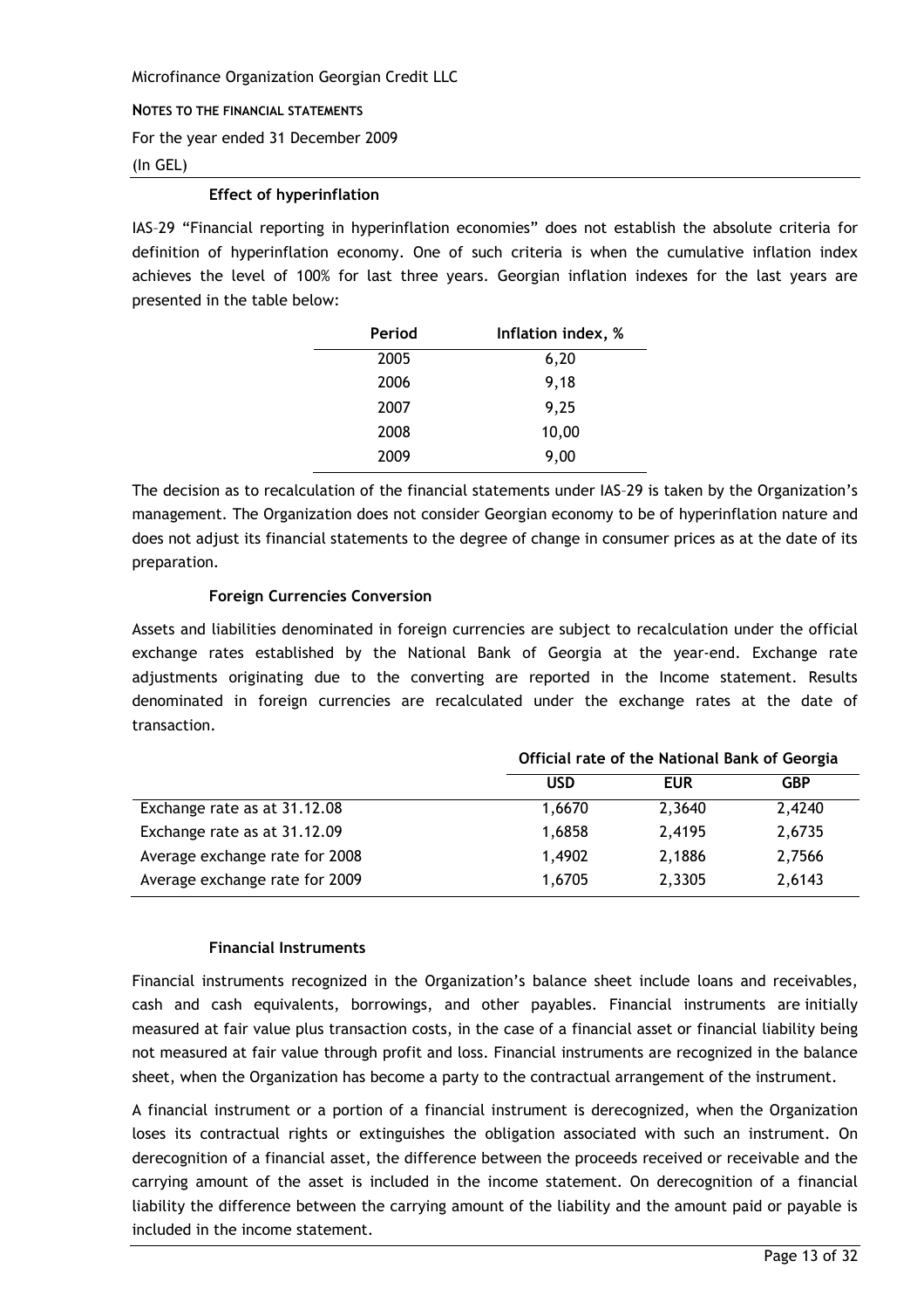#### Effect of hyperinflation

IAS–29 "Financial reporting in hyperinflation economies" does not establish the absolute criteria for definition of hyperinflation economy. One of such criteria is when the cumulative inflation index achieves the level of 100% for last three years. Georgian inflation indexes for the last years are presented in the table below:

| Period | Inflation index, % |
|---|---|
| 2005 | 6,20 |
| 2006 | 9,18 |
| 2007 | 9,25 |
| 2008 | 10,00 |
| 2009 | 9,00 |

The decision as to recalculation of the financial statements under IAS–29 is taken by the Organization's management. The Organization does not consider Georgian economy to be of hyperinflation nature and does not adjust its financial statements to the degree of change in consumer prices as at the date of its preparation.

#### Foreign Currencies Conversion

Assets and liabilities denominated in foreign currencies are subject to recalculation under the official exchange rates established by the National Bank of Georgia at the year-end. Exchange rate adjustments originating due to the converting are reported in the Income statement. Results denominated in foreign currencies are recalculated under the exchange rates at the date of transaction.

| | Official rate of the National Bank of Georgia | | |
|---|---|---|---|
| | USD | EUR | GBP |
| Exchange rate as at 31.12.08 | 1,6670 | 2,3640 | 2,4240 |
| Exchange rate as at 31.12.09 | 1,6858 | 2,4195 | 2,6735 |
| Average exchange rate for 2008 | 1,4902 | 2,1886 | 2,7566 |
| Average exchange rate for 2009 | 1,6705 | 2,3305 | 2,6143 |

#### Financial Instruments

Financial instruments recognized in the Organization's balance sheet include loans and receivables, cash and cash equivalents, borrowings, and other payables. Financial instruments are initially measured at fair value plus transaction costs, in the case of a financial asset or financial liability being not measured at fair value through profit and loss. Financial instruments are recognized in the balance sheet, when the Organization has become a party to the contractual arrangement of the instrument.

A financial instrument or a portion of a financial instrument is derecognized, when the Organization loses its contractual rights or extinguishes the obligation associated with such an instrument. On derecognition of a financial asset, the difference between the proceeds received or receivable and the carrying amount of the asset is included in the income statement. On derecognition of a financial liability the difference between the carrying amount of the liability and the amount paid or payable is included in the income statement.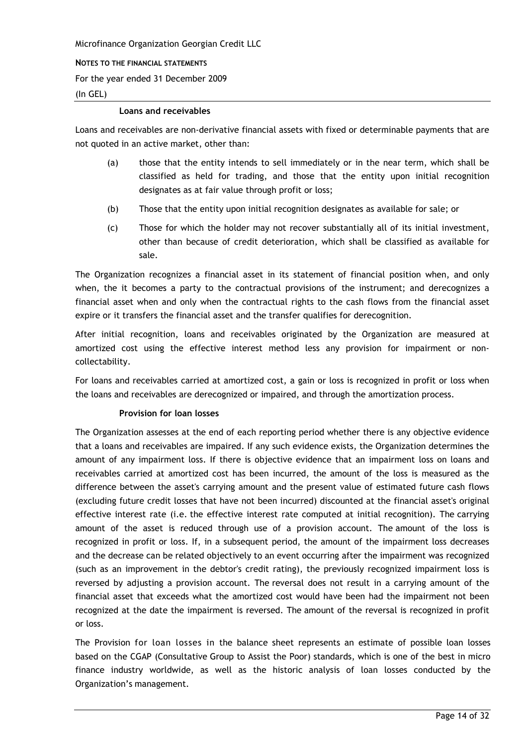#### Loans and receivables

Loans and receivables are non-derivative financial assets with fixed or determinable payments that are not quoted in an active market, other than:

(a) those that the entity intends to sell immediately or in the near term, which shall be classified as held for trading, and those that the entity upon initial recognition designates as at fair value through profit or loss;

(b) Those that the entity upon initial recognition designates as available for sale; or

(c) Those for which the holder may not recover substantially all of its initial investment, other than because of credit deterioration, which shall be classified as available for sale.

The Organization recognizes a financial asset in its statement of financial position when, and only when, the it becomes a party to the contractual provisions of the instrument; and derecognizes a financial asset when and only when the contractual rights to the cash flows from the financial asset expire or it transfers the financial asset and the transfer qualifies for derecognition.

After initial recognition, loans and receivables originated by the Organization are measured at amortized cost using the effective interest method less any provision for impairment or non-collectability.

For loans and receivables carried at amortized cost, a gain or loss is recognized in profit or loss when the loans and receivables are derecognized or impaired, and through the amortization process.

#### Provision for loan losses

The Organization assesses at the end of each reporting period whether there is any objective evidence that a loans and receivables are impaired. If any such evidence exists, the Organization determines the amount of any impairment loss. If there is objective evidence that an impairment loss on loans and receivables carried at amortized cost has been incurred, the amount of the loss is measured as the difference between the asset's carrying amount and the present value of estimated future cash flows (excluding future credit losses that have not been incurred) discounted at the financial asset's original effective interest rate (i.e. the effective interest rate computed at initial recognition). The carrying amount of the asset is reduced through use of a provision account. The amount of the loss is recognized in profit or loss. If, in a subsequent period, the amount of the impairment loss decreases and the decrease can be related objectively to an event occurring after the impairment was recognized (such as an improvement in the debtor's credit rating), the previously recognized impairment loss is reversed by adjusting a provision account. The reversal does not result in a carrying amount of the financial asset that exceeds what the amortized cost would have been had the impairment not been recognized at the date the impairment is reversed. The amount of the reversal is recognized in profit or loss.

The Provision for loan losses in the balance sheet represents an estimate of possible loan losses based on the CGAP (Consultative Group to Assist the Poor) standards, which is one of the best in micro finance industry worldwide, as well as the historic analysis of loan losses conducted by the Organization's management.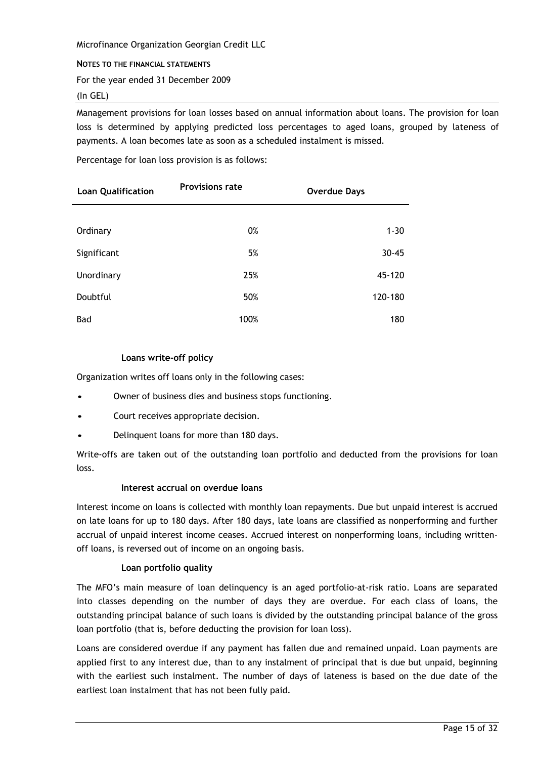Management provisions for loan losses based on annual information about loans. The provision for loan loss is determined by applying predicted loss percentages to aged loans, grouped by lateness of payments. A loan becomes late as soon as a scheduled instalment is missed.

Percentage for loan loss provision is as follows:

| Loan Qualification | Provisions rate | Overdue Days |
|---|---|---|
| Ordinary | 0% | 1-30 |
| Significant | 5% | 30-45 |
| Unordinary | 25% | 45-120 |
| Doubtful | 50% | 120-180 |
| Bad | 100% | 180 |

**Loans write-off policy**

Organization writes off loans only in the following cases:

- Owner of business dies and business stops functioning.
- Court receives appropriate decision.
- Delinquent loans for more than 180 days.

Write-offs are taken out of the outstanding loan portfolio and deducted from the provisions for loan loss.

**Interest accrual on overdue loans**

Interest income on loans is collected with monthly loan repayments. Due but unpaid interest is accrued on late loans for up to 180 days. After 180 days, late loans are classified as nonperforming and further accrual of unpaid interest income ceases. Accrued interest on nonperforming loans, including written-off loans, is reversed out of income on an ongoing basis.

**Loan portfolio quality**

The MFO's main measure of loan delinquency is an aged portfolio-at-risk ratio. Loans are separated into classes depending on the number of days they are overdue. For each class of loans, the outstanding principal balance of such loans is divided by the outstanding principal balance of the gross loan portfolio (that is, before deducting the provision for loan loss).

Loans are considered overdue if any payment has fallen due and remained unpaid. Loan payments are applied first to any interest due, than to any instalment of principal that is due but unpaid, beginning with the earliest such instalment. The number of days of lateness is based on the due date of the earliest loan instalment that has not been fully paid.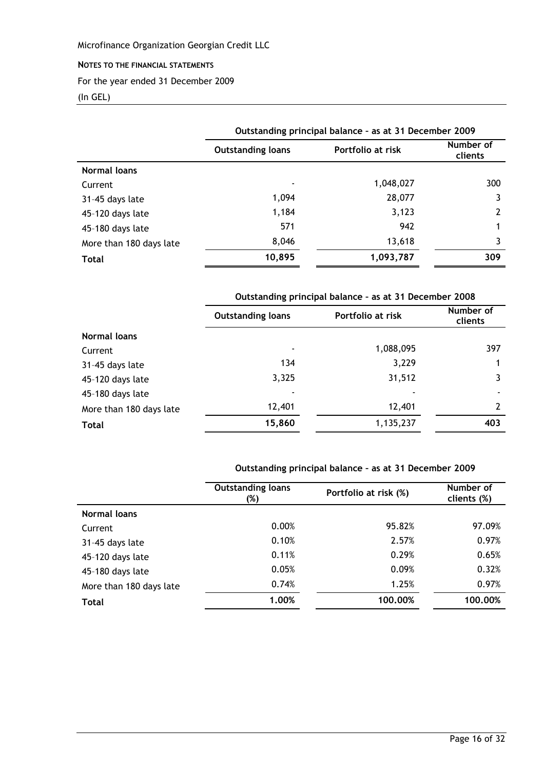Microfinance Organization Georgian Credit LLC

**NOTES TO THE FINANCIAL STATEMENTS**

For the year ended 31 December 2009

(In GEL)

| | **Outstanding principal balance – as at 31 December 2009** | | |
|---|---|---|---|
| | **Outstanding loans** | **Portfolio at risk** | **Number of clients** |
| **Normal loans** | | | |
| Current | - | 1,048,027 | 300 |
| 31-45 days late | 1,094 | 28,077 | 3 |
| 45-120 days late | 1,184 | 3,123 | 2 |
| 45-180 days late | 571 | 942 | 1 |
| More than 180 days late | 8,046 | 13,618 | 3 |
| **Total** | **10,895** | **1,093,787** | **309** |

| | **Outstanding principal balance – as at 31 December 2008** | | |
|---|---|---|---|
| | **Outstanding loans** | **Portfolio at risk** | **Number of clients** |
| **Normal loans** | | | |
| Current | - | 1,088,095 | 397 |
| 31-45 days late | 134 | 3,229 | 1 |
| 45-120 days late | 3,325 | 31,512 | 3 |
| 45-180 days late | - | - | - |
| More than 180 days late | 12,401 | 12,401 | 2 |
| **Total** | **15,860** | 1,135,237 | **403** |

| | **Outstanding principal balance – as at 31 December 2009** | | |
|---|---|---|---|
| | **Outstanding loans (%)** | **Portfolio at risk (%)** | **Number of clients (%)** |
| **Normal loans** | | | |
| Current | 0.00% | 95.82% | 97.09% |
| 31-45 days late | 0.10% | 2.57% | 0.97% |
| 45-120 days late | 0.11% | 0.29% | 0.65% |
| 45-180 days late | 0.05% | 0.09% | 0.32% |
| More than 180 days late | 0.74% | 1.25% | 0.97% |
| **Total** | **1.00%** | **100.00%** | **100.00%** |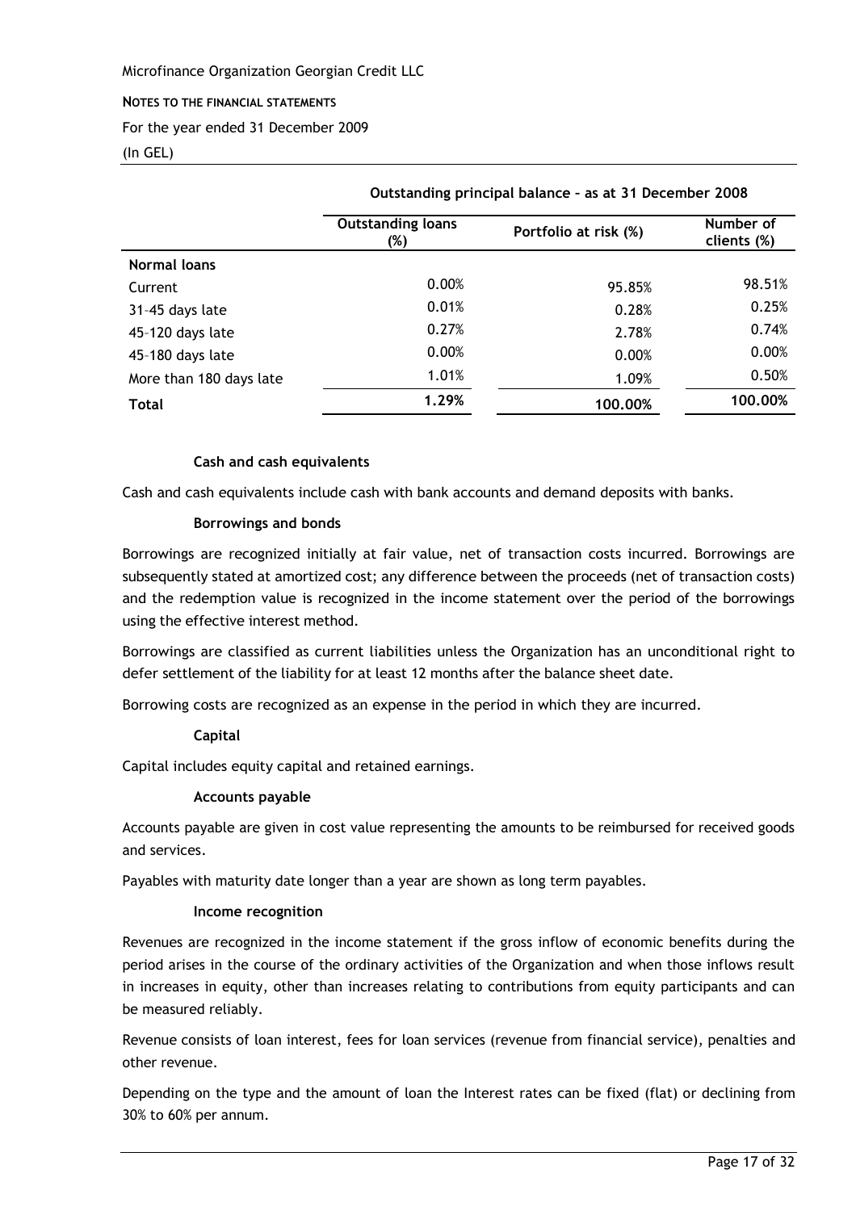| | Outstanding principal balance – as at 31 December 2008 | | |
|---|---|---|---|
| | Outstanding loans (%) | Portfolio at risk (%) | Number of clients (%) |
| **Normal loans** | | | |
| Current | 0.00% | 95.85% | 98.51% |
| 31–45 days late | 0.01% | 0.28% | 0.25% |
| 45–120 days late | 0.27% | 2.78% | 0.74% |
| 45–180 days late | 0.00% | 0.00% | 0.00% |
| More than 180 days late | 1.01% | 1.09% | 0.50% |
| **Total** | **1.29%** | **100.00%** | **100.00%** |

**Cash and cash equivalents**

Cash and cash equivalents include cash with bank accounts and demand deposits with banks.

**Borrowings and bonds**

Borrowings are recognized initially at fair value, net of transaction costs incurred. Borrowings are subsequently stated at amortized cost; any difference between the proceeds (net of transaction costs) and the redemption value is recognized in the income statement over the period of the borrowings using the effective interest method.

Borrowings are classified as current liabilities unless the Organization has an unconditional right to defer settlement of the liability for at least 12 months after the balance sheet date.

Borrowing costs are recognized as an expense in the period in which they are incurred.

**Capital**

Capital includes equity capital and retained earnings.

**Accounts payable**

Accounts payable are given in cost value representing the amounts to be reimbursed for received goods and services.

Payables with maturity date longer than a year are shown as long term payables.

**Income recognition**

Revenues are recognized in the income statement if the gross inflow of economic benefits during the period arises in the course of the ordinary activities of the Organization and when those inflows result in increases in equity, other than increases relating to contributions from equity participants and can be measured reliably.

Revenue consists of loan interest, fees for loan services (revenue from financial service), penalties and other revenue.

Depending on the type and the amount of loan the Interest rates can be fixed (flat) or declining from 30% to 60% per annum.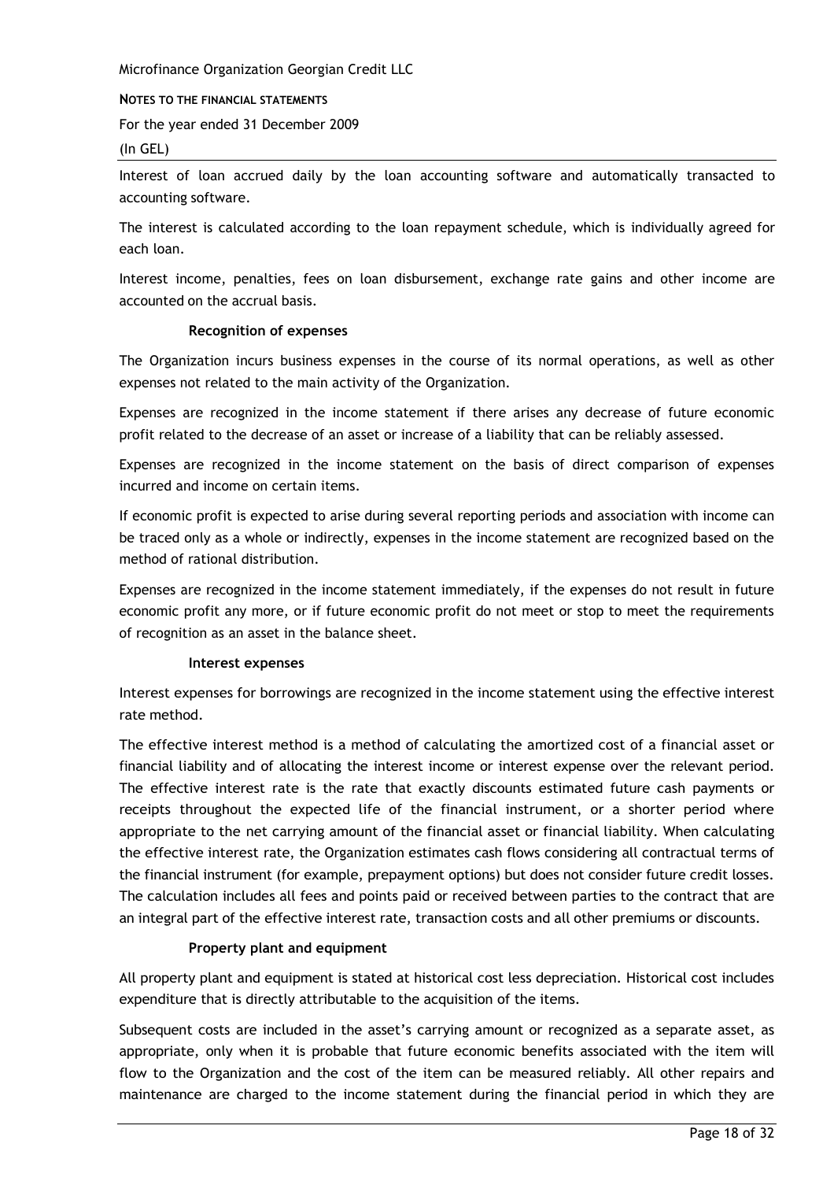Interest of loan accrued daily by the loan accounting software and automatically transacted to accounting software.

The interest is calculated according to the loan repayment schedule, which is individually agreed for each loan.

Interest income, penalties, fees on loan disbursement, exchange rate gains and other income are accounted on the accrual basis.

### Recognition of expenses

The Organization incurs business expenses in the course of its normal operations, as well as other expenses not related to the main activity of the Organization.

Expenses are recognized in the income statement if there arises any decrease of future economic profit related to the decrease of an asset or increase of a liability that can be reliably assessed.

Expenses are recognized in the income statement on the basis of direct comparison of expenses incurred and income on certain items.

If economic profit is expected to arise during several reporting periods and association with income can be traced only as a whole or indirectly, expenses in the income statement are recognized based on the method of rational distribution.

Expenses are recognized in the income statement immediately, if the expenses do not result in future economic profit any more, or if future economic profit do not meet or stop to meet the requirements of recognition as an asset in the balance sheet.

### Interest expenses

Interest expenses for borrowings are recognized in the income statement using the effective interest rate method.

The effective interest method is a method of calculating the amortized cost of a financial asset or financial liability and of allocating the interest income or interest expense over the relevant period. The effective interest rate is the rate that exactly discounts estimated future cash payments or receipts throughout the expected life of the financial instrument, or a shorter period where appropriate to the net carrying amount of the financial asset or financial liability. When calculating the effective interest rate, the Organization estimates cash flows considering all contractual terms of the financial instrument (for example, prepayment options) but does not consider future credit losses. The calculation includes all fees and points paid or received between parties to the contract that are an integral part of the effective interest rate, transaction costs and all other premiums or discounts.

### Property plant and equipment

All property plant and equipment is stated at historical cost less depreciation. Historical cost includes expenditure that is directly attributable to the acquisition of the items.

Subsequent costs are included in the asset's carrying amount or recognized as a separate asset, as appropriate, only when it is probable that future economic benefits associated with the item will flow to the Organization and the cost of the item can be measured reliably. All other repairs and maintenance are charged to the income statement during the financial period in which they are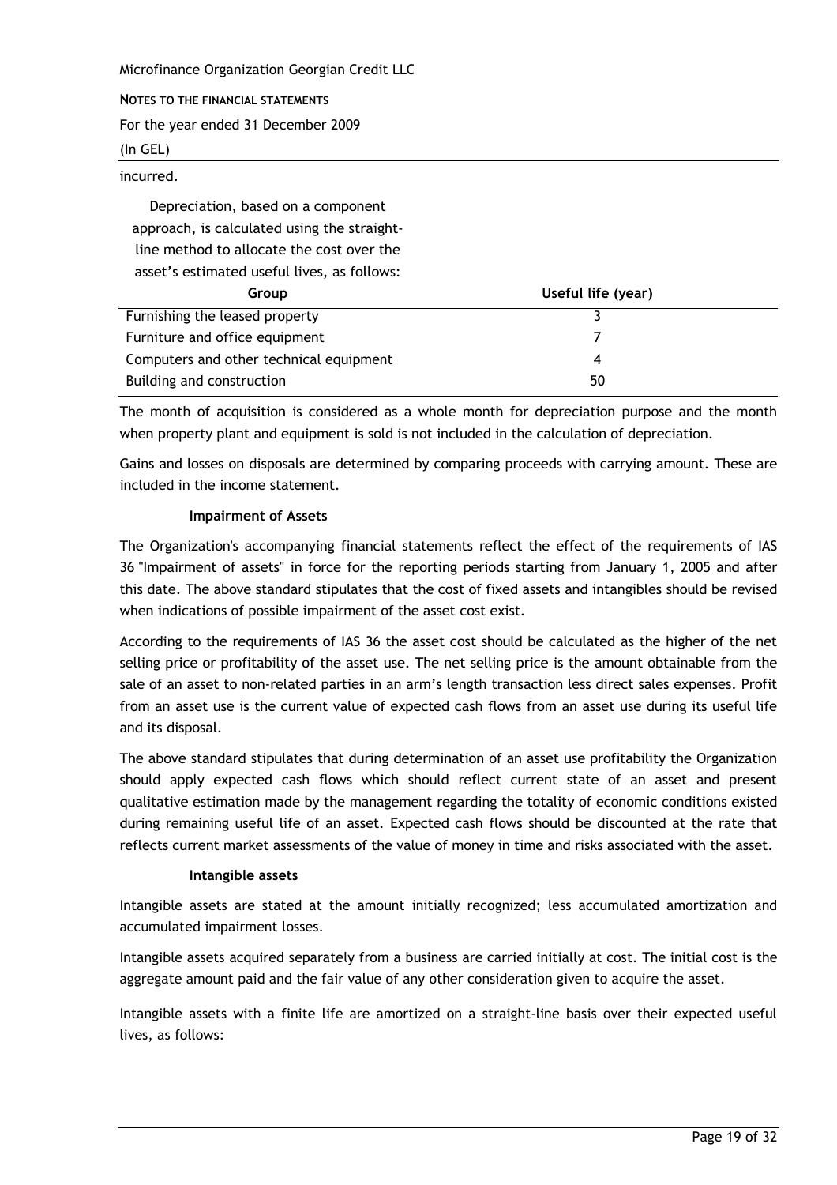incurred.

Depreciation, based on a component approach, is calculated using the straight-line method to allocate the cost over the asset's estimated useful lives, as follows:

| Group | Useful life (year) |
|---|---|
| Furnishing the leased property | 3 |
| Furniture and office equipment | 7 |
| Computers and other technical equipment | 4 |
| Building and construction | 50 |

The month of acquisition is considered as a whole month for depreciation purpose and the month when property plant and equipment is sold is not included in the calculation of depreciation.

Gains and losses on disposals are determined by comparing proceeds with carrying amount. These are included in the income statement.

**Impairment of Assets**

The Organization's accompanying financial statements reflect the effect of the requirements of IAS 36 "Impairment of assets" in force for the reporting periods starting from January 1, 2005 and after this date. The above standard stipulates that the cost of fixed assets and intangibles should be revised when indications of possible impairment of the asset cost exist.

According to the requirements of IAS 36 the asset cost should be calculated as the higher of the net selling price or profitability of the asset use. The net selling price is the amount obtainable from the sale of an asset to non-related parties in an arm's length transaction less direct sales expenses. Profit from an asset use is the current value of expected cash flows from an asset use during its useful life and its disposal.

The above standard stipulates that during determination of an asset use profitability the Organization should apply expected cash flows which should reflect current state of an asset and present qualitative estimation made by the management regarding the totality of economic conditions existed during remaining useful life of an asset. Expected cash flows should be discounted at the rate that reflects current market assessments of the value of money in time and risks associated with the asset.

**Intangible assets**

Intangible assets are stated at the amount initially recognized; less accumulated amortization and accumulated impairment losses.

Intangible assets acquired separately from a business are carried initially at cost. The initial cost is the aggregate amount paid and the fair value of any other consideration given to acquire the asset.

Intangible assets with a finite life are amortized on a straight-line basis over their expected useful lives, as follows: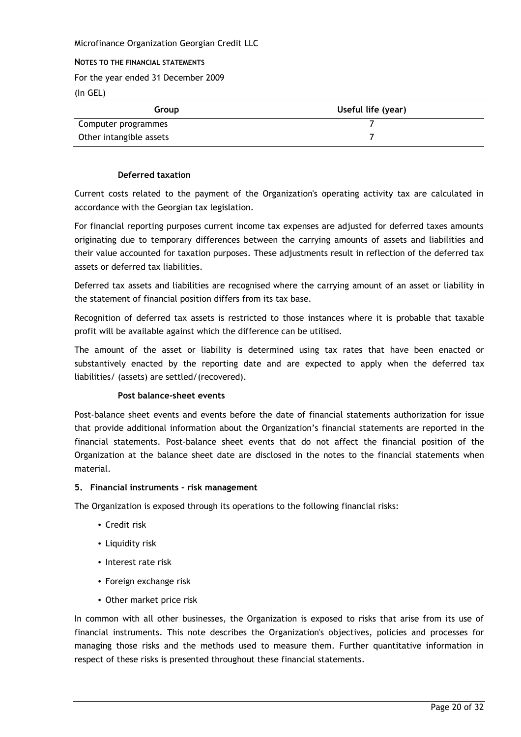| Group | Useful life (year) |
|---|---|
| Computer programmes | 7 |
| Other intangible assets | 7 |

#### Deferred taxation

Current costs related to the payment of the Organization's operating activity tax are calculated in accordance with the Georgian tax legislation.

For financial reporting purposes current income tax expenses are adjusted for deferred taxes amounts originating due to temporary differences between the carrying amounts of assets and liabilities and their value accounted for taxation purposes. These adjustments result in reflection of the deferred tax assets or deferred tax liabilities.

Deferred tax assets and liabilities are recognised where the carrying amount of an asset or liability in the statement of financial position differs from its tax base.

Recognition of deferred tax assets is restricted to those instances where it is probable that taxable profit will be available against which the difference can be utilised.

The amount of the asset or liability is determined using tax rates that have been enacted or substantively enacted by the reporting date and are expected to apply when the deferred tax liabilities/ (assets) are settled/(recovered).

#### Post balance-sheet events

Post-balance sheet events and events before the date of financial statements authorization for issue that provide additional information about the Organization's financial statements are reported in the financial statements. Post-balance sheet events that do not affect the financial position of the Organization at the balance sheet date are disclosed in the notes to the financial statements when material.

### 5. Financial instruments – risk management

The Organization is exposed through its operations to the following financial risks:

- Credit risk
- Liquidity risk
- Interest rate risk
- Foreign exchange risk
- Other market price risk

In common with all other businesses, the Organization is exposed to risks that arise from its use of financial instruments. This note describes the Organization's objectives, policies and processes for managing those risks and the methods used to measure them. Further quantitative information in respect of these risks is presented throughout these financial statements.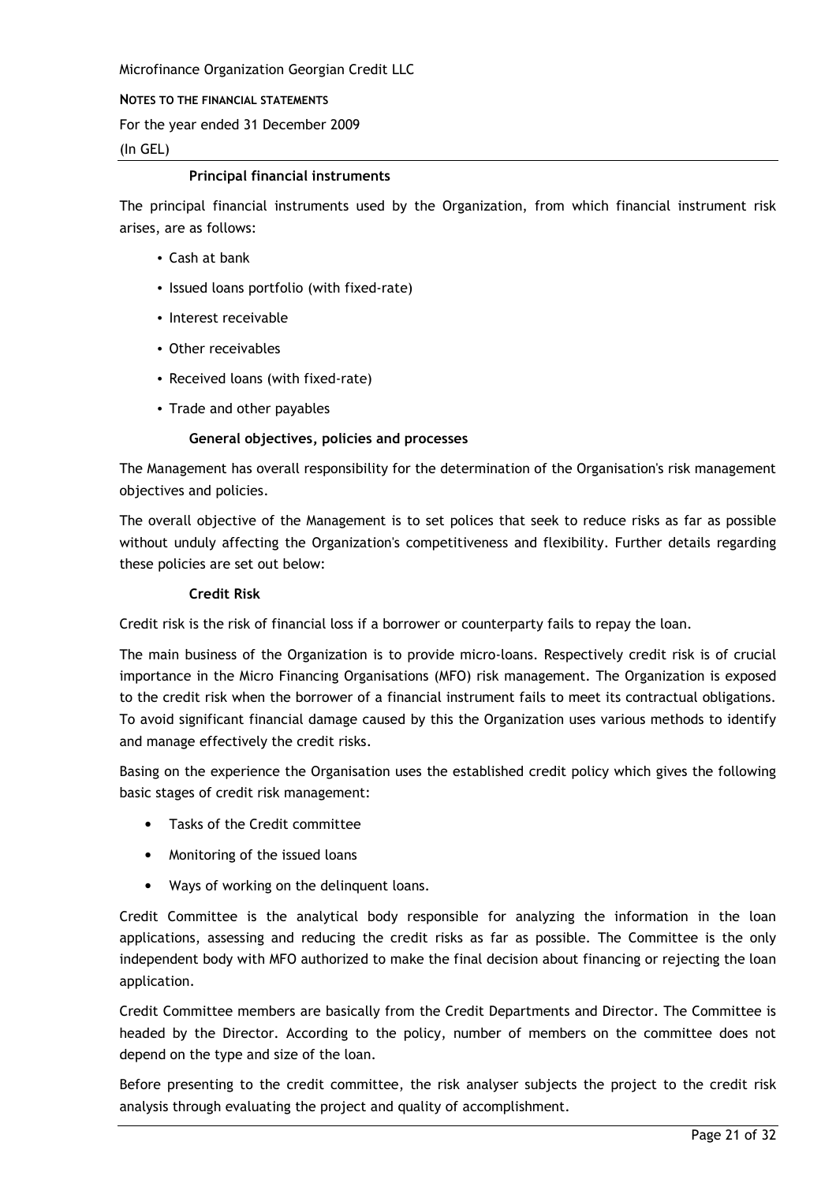### Principal financial instruments

The principal financial instruments used by the Organization, from which financial instrument risk arises, are as follows:

- Cash at bank
- Issued loans portfolio (with fixed-rate)
- Interest receivable
- Other receivables
- Received loans (with fixed-rate)
- Trade and other payables

### General objectives, policies and processes

The Management has overall responsibility for the determination of the Organisation's risk management objectives and policies.

The overall objective of the Management is to set polices that seek to reduce risks as far as possible without unduly affecting the Organization's competitiveness and flexibility. Further details regarding these policies are set out below:

### Credit Risk

Credit risk is the risk of financial loss if a borrower or counterparty fails to repay the loan.

The main business of the Organization is to provide micro-loans. Respectively credit risk is of crucial importance in the Micro Financing Organisations (MFO) risk management. The Organization is exposed to the credit risk when the borrower of a financial instrument fails to meet its contractual obligations. To avoid significant financial damage caused by this the Organization uses various methods to identify and manage effectively the credit risks.

Basing on the experience the Organisation uses the established credit policy which gives the following basic stages of credit risk management:

- Tasks of the Credit committee
- Monitoring of the issued loans
- Ways of working on the delinquent loans.

Credit Committee is the analytical body responsible for analyzing the information in the loan applications, assessing and reducing the credit risks as far as possible. The Committee is the only independent body with MFO authorized to make the final decision about financing or rejecting the loan application.

Credit Committee members are basically from the Credit Departments and Director. The Committee is headed by the Director. According to the policy, number of members on the committee does not depend on the type and size of the loan.

Before presenting to the credit committee, the risk analyser subjects the project to the credit risk analysis through evaluating the project and quality of accomplishment.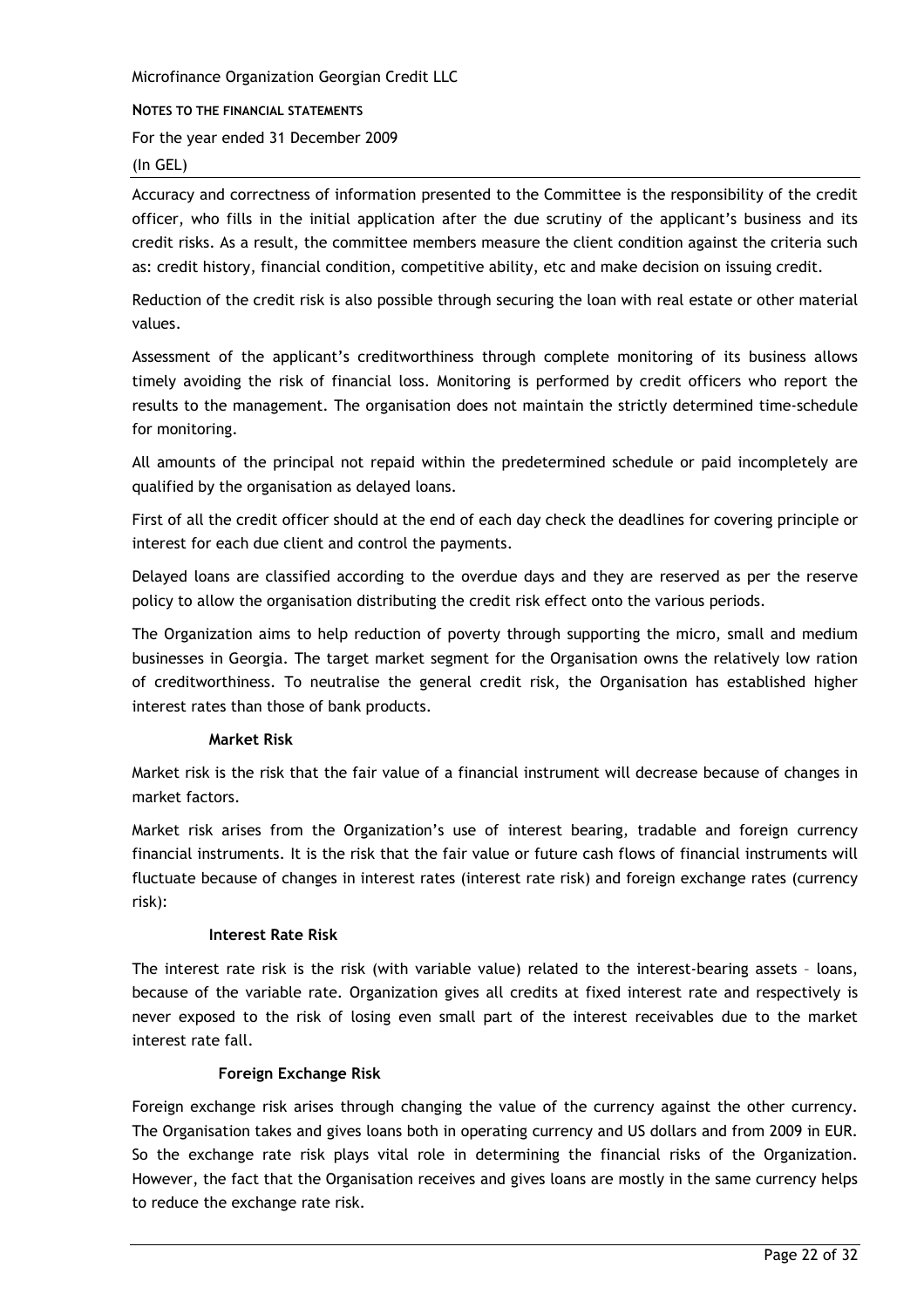Accuracy and correctness of information presented to the Committee is the responsibility of the credit officer, who fills in the initial application after the due scrutiny of the applicant's business and its credit risks. As a result, the committee members measure the client condition against the criteria such as: credit history, financial condition, competitive ability, etc and make decision on issuing credit.

Reduction of the credit risk is also possible through securing the loan with real estate or other material values.

Assessment of the applicant's creditworthiness through complete monitoring of its business allows timely avoiding the risk of financial loss. Monitoring is performed by credit officers who report the results to the management. The organisation does not maintain the strictly determined time-schedule for monitoring.

All amounts of the principal not repaid within the predetermined schedule or paid incompletely are qualified by the organisation as delayed loans.

First of all the credit officer should at the end of each day check the deadlines for covering principle or interest for each due client and control the payments.

Delayed loans are classified according to the overdue days and they are reserved as per the reserve policy to allow the organisation distributing the credit risk effect onto the various periods.

The Organization aims to help reduction of poverty through supporting the micro, small and medium businesses in Georgia. The target market segment for the Organisation owns the relatively low ration of creditworthiness. To neutralise the general credit risk, the Organisation has established higher interest rates than those of bank products.

### Market Risk

Market risk is the risk that the fair value of a financial instrument will decrease because of changes in market factors.

Market risk arises from the Organization's use of interest bearing, tradable and foreign currency financial instruments. It is the risk that the fair value or future cash flows of financial instruments will fluctuate because of changes in interest rates (interest rate risk) and foreign exchange rates (currency risk):

### Interest Rate Risk

The interest rate risk is the risk (with variable value) related to the interest-bearing assets – loans, because of the variable rate. Organization gives all credits at fixed interest rate and respectively is never exposed to the risk of losing even small part of the interest receivables due to the market interest rate fall.

### Foreign Exchange Risk

Foreign exchange risk arises through changing the value of the currency against the other currency. The Organisation takes and gives loans both in operating currency and US dollars and from 2009 in EUR. So the exchange rate risk plays vital role in determining the financial risks of the Organization. However, the fact that the Organisation receives and gives loans are mostly in the same currency helps to reduce the exchange rate risk.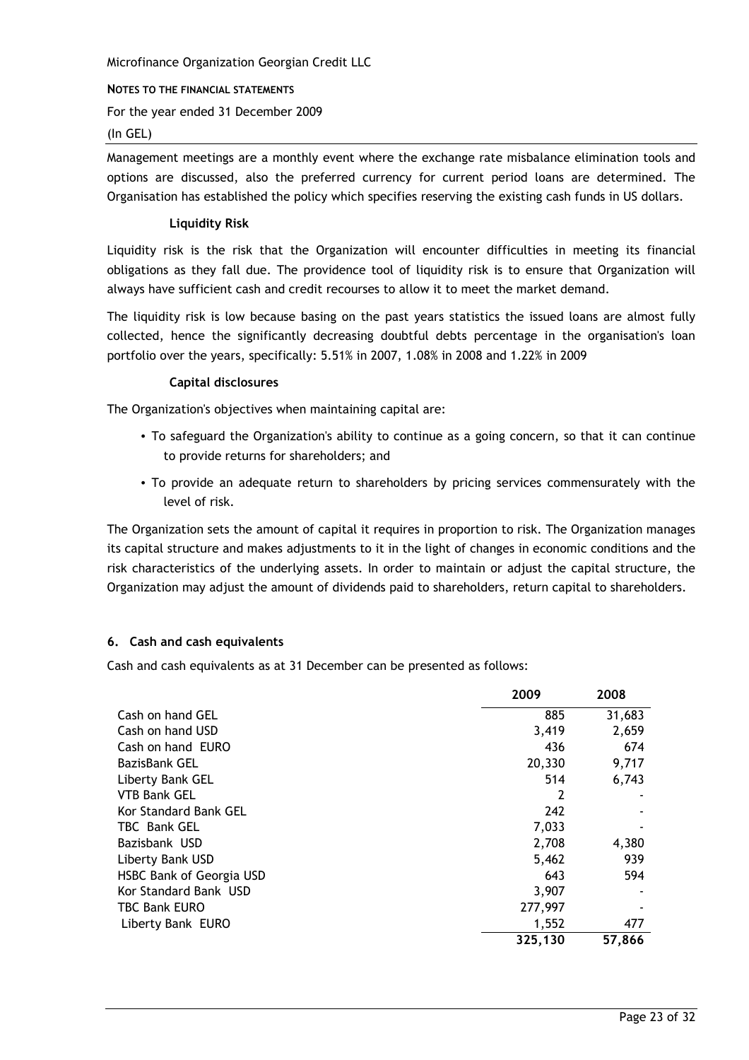Management meetings are a monthly event where the exchange rate misbalance elimination tools and options are discussed, also the preferred currency for current period loans are determined. The Organisation has established the policy which specifies reserving the existing cash funds in US dollars.

### Liquidity Risk

Liquidity risk is the risk that the Organization will encounter difficulties in meeting its financial obligations as they fall due. The providence tool of liquidity risk is to ensure that Organization will always have sufficient cash and credit recourses to allow it to meet the market demand.

The liquidity risk is low because basing on the past years statistics the issued loans are almost fully collected, hence the significantly decreasing doubtful debts percentage in the organisation's loan portfolio over the years, specifically: 5.51% in 2007, 1.08% in 2008 and 1.22% in 2009

### Capital disclosures

The Organization's objectives when maintaining capital are:

- To safeguard the Organization's ability to continue as a going concern, so that it can continue to provide returns for shareholders; and
- To provide an adequate return to shareholders by pricing services commensurately with the level of risk.

The Organization sets the amount of capital it requires in proportion to risk. The Organization manages its capital structure and makes adjustments to it in the light of changes in economic conditions and the risk characteristics of the underlying assets. In order to maintain or adjust the capital structure, the Organization may adjust the amount of dividends paid to shareholders, return capital to shareholders.

## 6. Cash and cash equivalents

Cash and cash equivalents as at 31 December can be presented as follows:

| | 2009 | 2008 |
|---|---|---|
| Cash on hand GEL | 885 | 31,683 |
| Cash on hand USD | 3,419 | 2,659 |
| Cash on hand EURO | 436 | 674 |
| BazisBank GEL | 20,330 | 9,717 |
| Liberty Bank GEL | 514 | 6,743 |
| VTB Bank GEL | 2 | - |
| Kor Standard Bank GEL | 242 | - |
| TBC Bank GEL | 7,033 | - |
| Bazisbank USD | 2,708 | 4,380 |
| Liberty Bank USD | 5,462 | 939 |
| HSBC Bank of Georgia USD | 643 | 594 |
| Kor Standard Bank USD | 3,907 | - |
| TBC Bank EURO | 277,997 | - |
| Liberty Bank EURO | 1,552 | 477 |
| | **325,130** | **57,866** |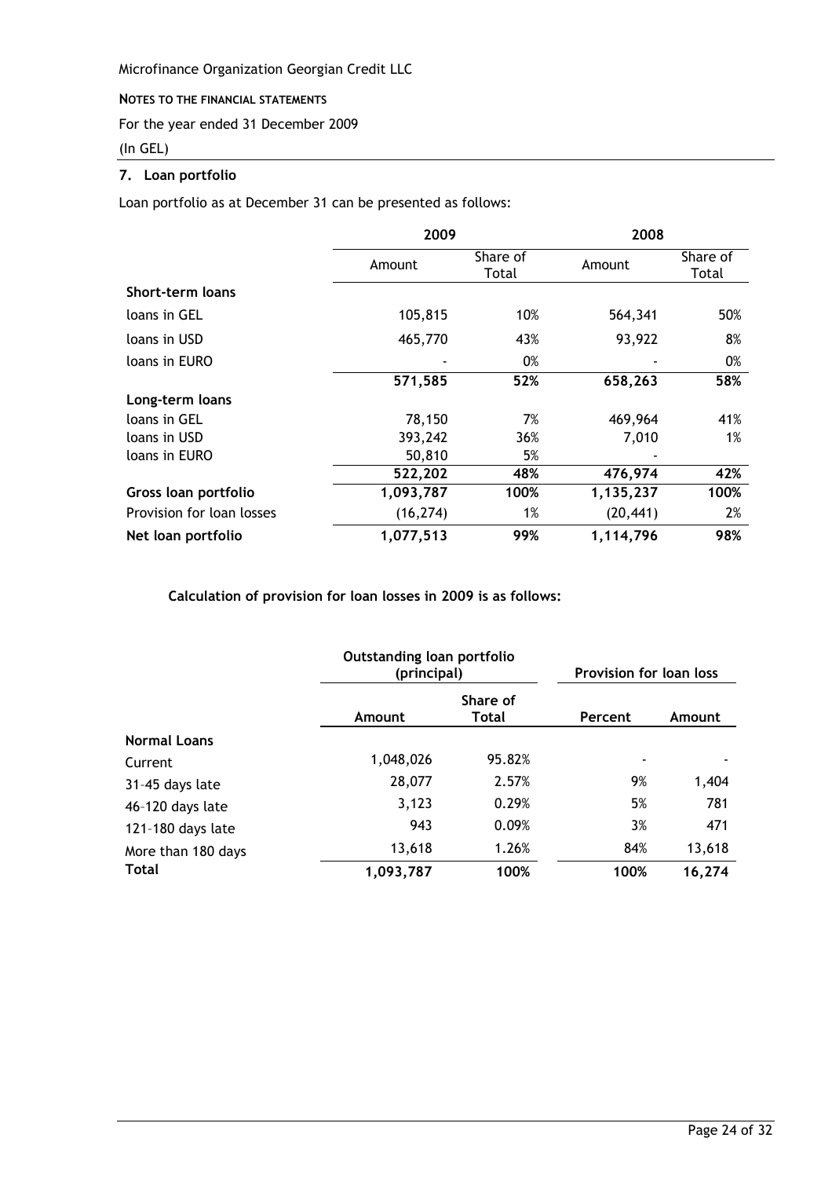Microfinance Organization Georgian Credit LLC

**NOTES TO THE FINANCIAL STATEMENTS**

For the year ended 31 December 2009

(In GEL)

## 7. Loan portfolio

Loan portfolio as at December 31 can be presented as follows:

| | 2009 | | 2008 | |
|---|---|---|---|---|
| | Amount | Share of Total | Amount | Share of Total |
| **Short-term loans** | | | | |
| loans in GEL | 105,815 | 10% | 564,341 | 50% |
| loans in USD | 465,770 | 43% | 93,922 | 8% |
| loans in EURO | - | 0% | - | 0% |
| | **571,585** | **52%** | **658,263** | **58%** |
| **Long-term loans** | | | | |
| loans in GEL | 78,150 | 7% | 469,964 | 41% |
| loans in USD | 393,242 | 36% | 7,010 | 1% |
| loans in EURO | 50,810 | 5% | - | |
| | **522,202** | **48%** | **476,974** | **42%** |
| **Gross loan portfolio** | **1,093,787** | **100%** | **1,135,237** | **100%** |
| Provision for loan losses | (16,274) | 1% | (20,441) | 2% |
| **Net loan portfolio** | **1,077,513** | **99%** | **1,114,796** | **98%** |

**Calculation of provision for loan losses in 2009 is as follows:**

| | Outstanding loan portfolio (principal) | | Provision for loan loss | |
|---|---|---|---|---|
| | **Amount** | **Share of Total** | **Percent** | **Amount** |
| **Normal Loans** | | | | |
| Current | 1,048,026 | 95.82% | - | - |
| 31-45 days late | 28,077 | 2.57% | 9% | 1,404 |
| 46-120 days late | 3,123 | 0.29% | 5% | 781 |
| 121-180 days late | 943 | 0.09% | 3% | 471 |
| More than 180 days | 13,618 | 1.26% | 84% | 13,618 |
| **Total** | **1,093,787** | **100%** | **100%** | **16,274** |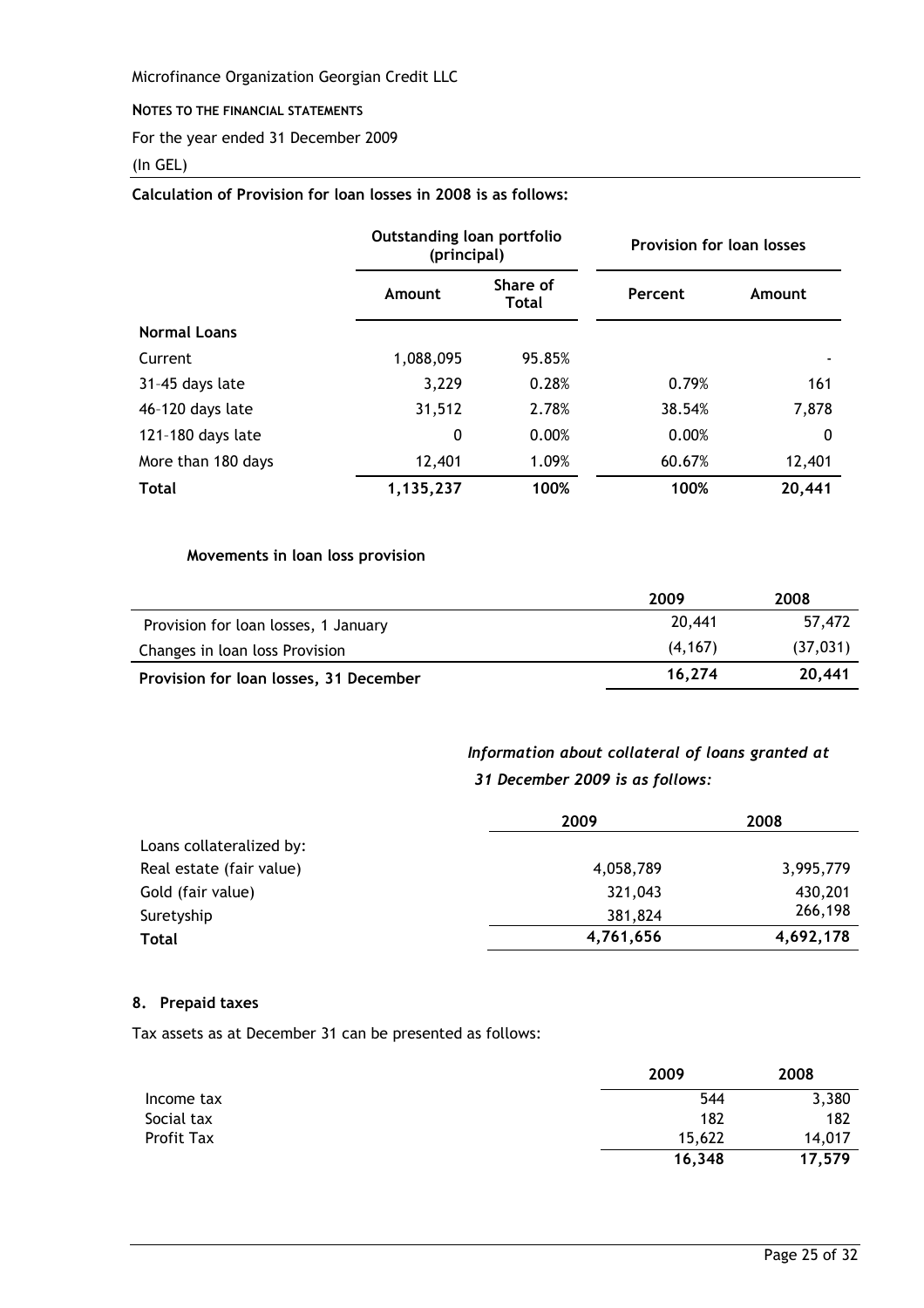Microfinance Organization Georgian Credit LLC

**NOTES TO THE FINANCIAL STATEMENTS**

For the year ended 31 December 2009

(In GEL)

**Calculation of Provision for loan losses in 2008 is as follows:**

| | **Outstanding loan portfolio (principal)** | | **Provision for loan losses** | |
|---|---|---|---|---|
| | **Amount** | **Share of Total** | **Percent** | **Amount** |
| **Normal Loans** | | | | |
| Current | 1,088,095 | 95.85% | | - |
| 31-45 days late | 3,229 | 0.28% | 0.79% | 161 |
| 46-120 days late | 31,512 | 2.78% | 38.54% | 7,878 |
| 121-180 days late | 0 | 0.00% | 0.00% | 0 |
| More than 180 days | 12,401 | 1.09% | 60.67% | 12,401 |
| **Total** | **1,135,237** | **100%** | **100%** | **20,441** |

**Movements in loan loss provision**

| | **2009** | **2008** |
|---|---|---|
| Provision for loan losses, 1 January | 20,441 | 57,472 |
| Changes in loan loss Provision | (4,167) | (37,031) |
| **Provision for loan losses, 31 December** | **16,274** | **20,441** |

***Information about collateral of loans granted at 31 December 2009 is as follows:***

| | **2009** | **2008** |
|---|---|---|
| Loans collateralized by: | | |
| Real estate (fair value) | 4,058,789 | 3,995,779 |
| Gold (fair value) | 321,043 | 430,201 |
| Suretyship | 381,824 | 266,198 |
| **Total** | **4,761,656** | **4,692,178** |

### 8. Prepaid taxes

Tax assets as at December 31 can be presented as follows:

| | **2009** | **2008** |
|---|---|---|
| Income tax | 544 | 3,380 |
| Social tax | 182 | 182 |
| Profit Tax | 15,622 | 14,017 |
| | **16,348** | **17,579** |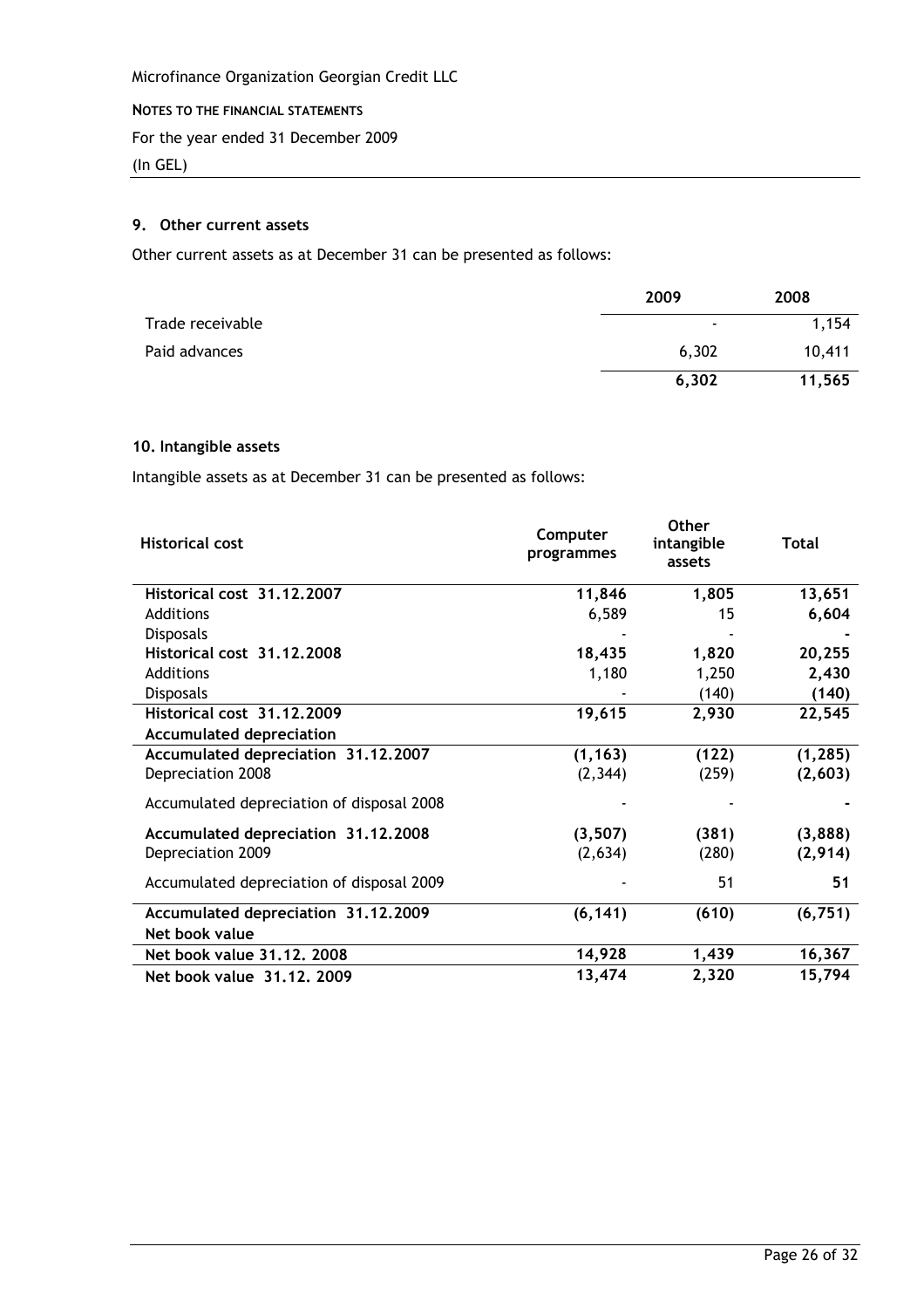Microfinance Organization Georgian Credit LLC

**NOTES TO THE FINANCIAL STATEMENTS**

For the year ended 31 December 2009

(In GEL)

## 9. Other current assets

Other current assets as at December 31 can be presented as follows:

| | 2009 | 2008 |
|---|---|---|
| Trade receivable | - | 1,154 |
| Paid advances | 6,302 | 10,411 |
| | **6,302** | **11,565** |

## 10. Intangible assets

Intangible assets as at December 31 can be presented as follows:

| Historical cost | Computer programmes | Other intangible assets | Total |
|---|---|---|---|
| **Historical cost 31.12.2007** | **11,846** | **1,805** | **13,651** |
| Additions | 6,589 | 15 | **6,604** |
| Disposals | - | - | **-** |
| **Historical cost 31.12.2008** | **18,435** | **1,820** | **20,255** |
| Additions | 1,180 | 1,250 | **2,430** |
| Disposals | - | (140) | **(140)** |
| **Historical cost 31.12.2009** | **19,615** | **2,930** | **22,545** |
| **Accumulated depreciation** | | | |
| **Accumulated depreciation 31.12.2007** | **(1,163)** | **(122)** | **(1,285)** |
| Depreciation 2008 | (2,344) | (259) | **(2,603)** |
| Accumulated depreciation of disposal 2008 | - | - | **-** |
| **Accumulated depreciation 31.12.2008** | **(3,507)** | **(381)** | **(3,888)** |
| Depreciation 2009 | (2,634) | (280) | **(2,914)** |
| Accumulated depreciation of disposal 2009 | - | 51 | **51** |
| **Accumulated depreciation 31.12.2009** | **(6,141)** | **(610)** | **(6,751)** |
| **Net book value** | | | |
| **Net book value 31.12. 2008** | **14,928** | **1,439** | **16,367** |
| **Net book value 31.12. 2009** | **13,474** | **2,320** | **15,794** |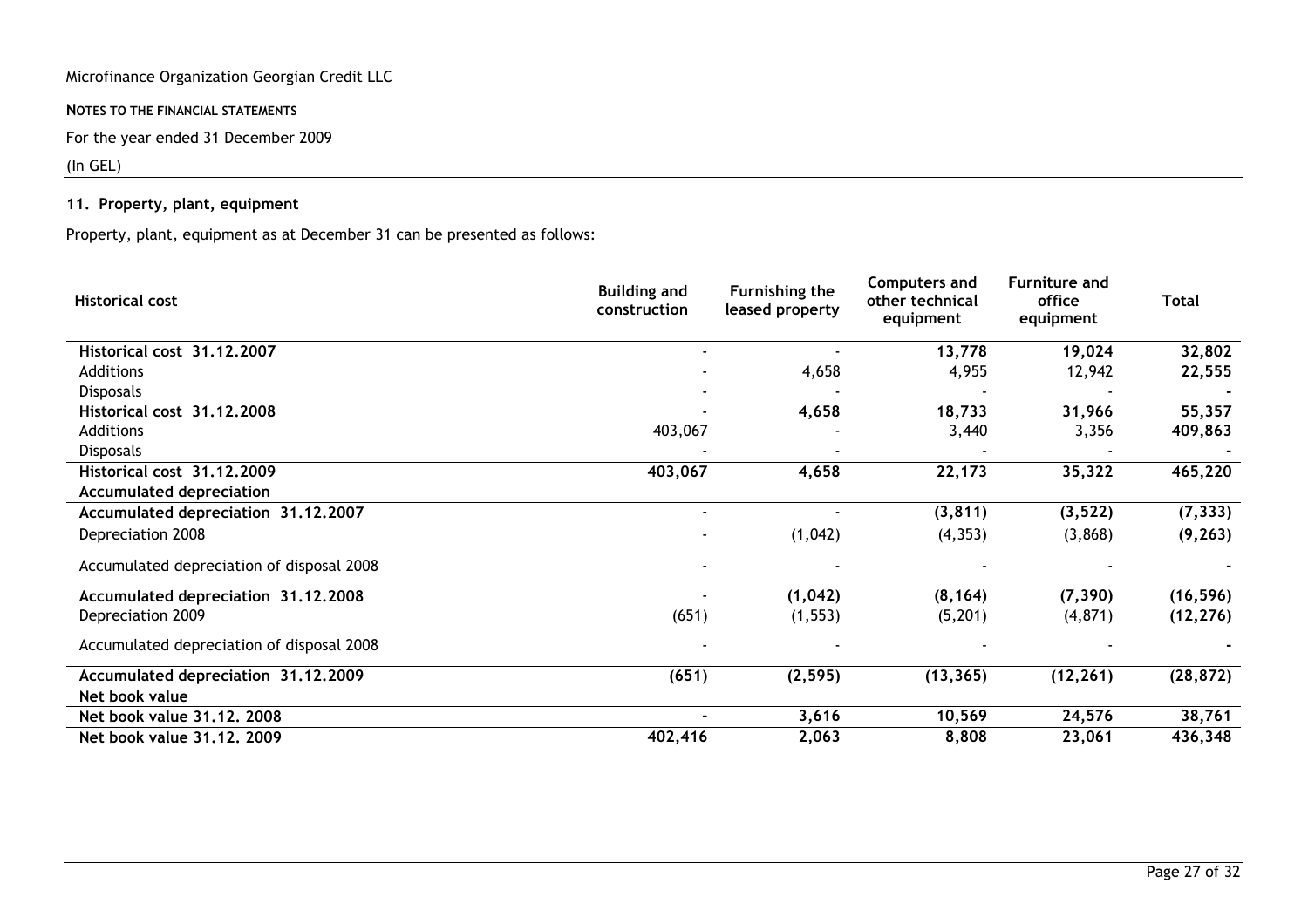Microfinance Organization Georgian Credit LLC

**NOTES TO THE FINANCIAL STATEMENTS**

For the year ended 31 December 2009

(In GEL)

## 11. Property, plant, equipment

Property, plant, equipment as at December 31 can be presented as follows:

| Historical cost | Building and construction | Furnishing the leased property | Computers and other technical equipment | Furniture and office equipment | Total |
|---|---|---|---|---|---|
| **Historical cost 31.12.2007** | - | - | **13,778** | **19,024** | **32,802** |
| Additions | - | 4,658 | 4,955 | 12,942 | **22,555** |
| Disposals | - | - | - | - | **-** |
| **Historical cost 31.12.2008** | - | **4,658** | **18,733** | **31,966** | **55,357** |
| Additions | 403,067 | - | 3,440 | 3,356 | **409,863** |
| Disposals | - | - | - | - | **-** |
| **Historical cost 31.12.2009** | **403,067** | **4,658** | **22,173** | **35,322** | **465,220** |
| **Accumulated depreciation** | | | | | |
| **Accumulated depreciation 31.12.2007** | - | - | **(3,811)** | **(3,522)** | **(7,333)** |
| Depreciation 2008 | - | (1,042) | (4,353) | (3,868) | **(9,263)** |
| Accumulated depreciation of disposal 2008 | - | - | - | - | **-** |
| **Accumulated depreciation 31.12.2008** | - | **(1,042)** | **(8,164)** | **(7,390)** | **(16,596)** |
| Depreciation 2009 | (651) | (1,553) | (5,201) | (4,871) | **(12,276)** |
| Accumulated depreciation of disposal 2008 | - | - | - | - | **-** |
| **Accumulated depreciation 31.12.2009** | **(651)** | **(2,595)** | **(13,365)** | **(12,261)** | **(28,872)** |
| **Net book value** | | | | | |
| **Net book value 31.12. 2008** | **-** | **3,616** | **10,569** | **24,576** | **38,761** |
| **Net book value 31.12. 2009** | **402,416** | **2,063** | **8,808** | **23,061** | **436,348** |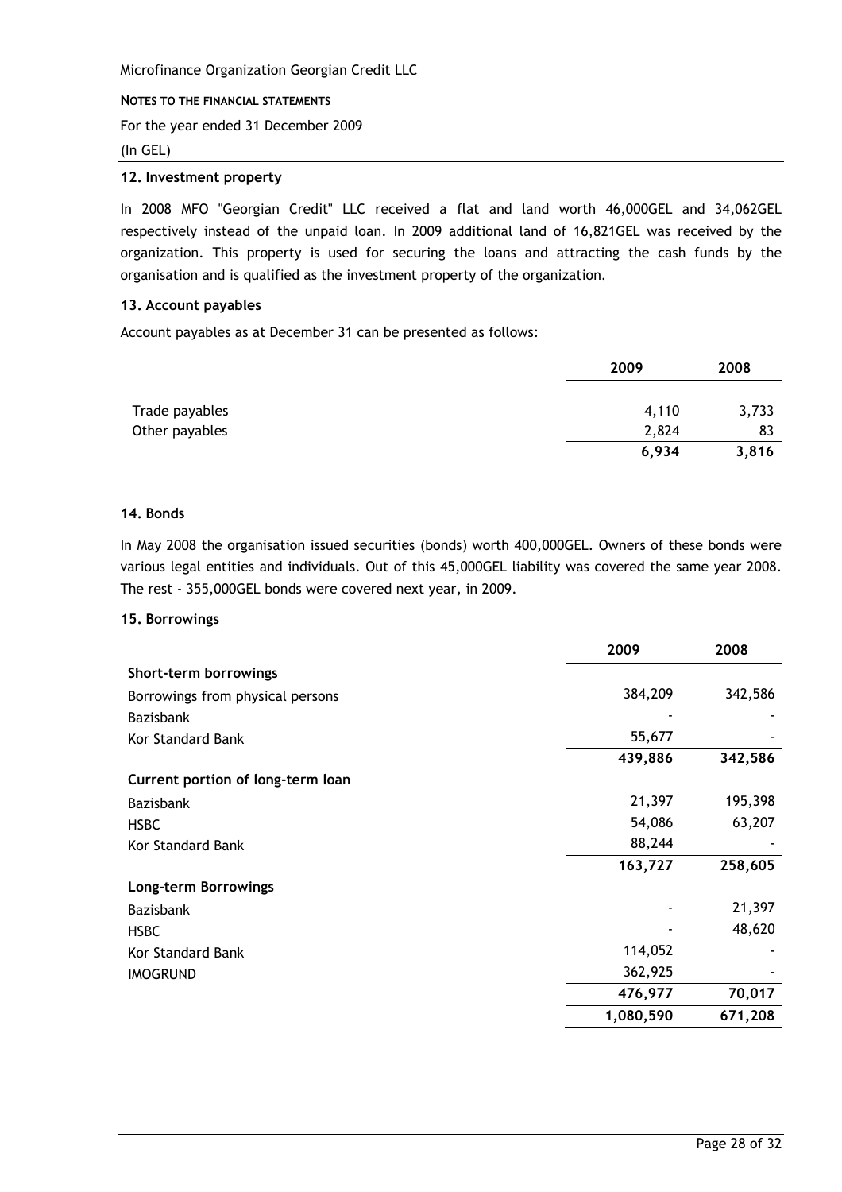Microfinance Organization Georgian Credit LLC

**NOTES TO THE FINANCIAL STATEMENTS**

For the year ended 31 December 2009

(In GEL)

### 12. Investment property

In 2008 MFO "Georgian Credit" LLC received a flat and land worth 46,000GEL and 34,062GEL respectively instead of the unpaid loan. In 2009 additional land of 16,821GEL was received by the organization. This property is used for securing the loans and attracting the cash funds by the organisation and is qualified as the investment property of the organization.

### 13. Account payables

Account payables as at December 31 can be presented as follows:

| | 2009 | 2008 |
|---|---|---|
| Trade payables | 4,110 | 3,733 |
| Other payables | 2,824 | 83 |
| | **6,934** | **3,816** |

### 14. Bonds

In May 2008 the organisation issued securities (bonds) worth 400,000GEL. Owners of these bonds were various legal entities and individuals. Out of this 45,000GEL liability was covered the same year 2008. The rest - 355,000GEL bonds were covered next year, in 2009.

### 15. Borrowings

| | 2009 | 2008 |
|---|---|---|
| **Short-term borrowings** | | |
| Borrowings from physical persons | 384,209 | 342,586 |
| Bazisbank | - | - |
| Kor Standard Bank | 55,677 | - |
| | **439,886** | **342,586** |
| **Current portion of long-term loan** | | |
| Bazisbank | 21,397 | 195,398 |
| HSBC | 54,086 | 63,207 |
| Kor Standard Bank | 88,244 | - |
| | **163,727** | **258,605** |
| **Long-term Borrowings** | | |
| Bazisbank | - | 21,397 |
| HSBC | - | 48,620 |
| Kor Standard Bank | 114,052 | - |
| IMOGRUND | 362,925 | - |
| | **476,977** | **70,017** |
| | **1,080,590** | **671,208** |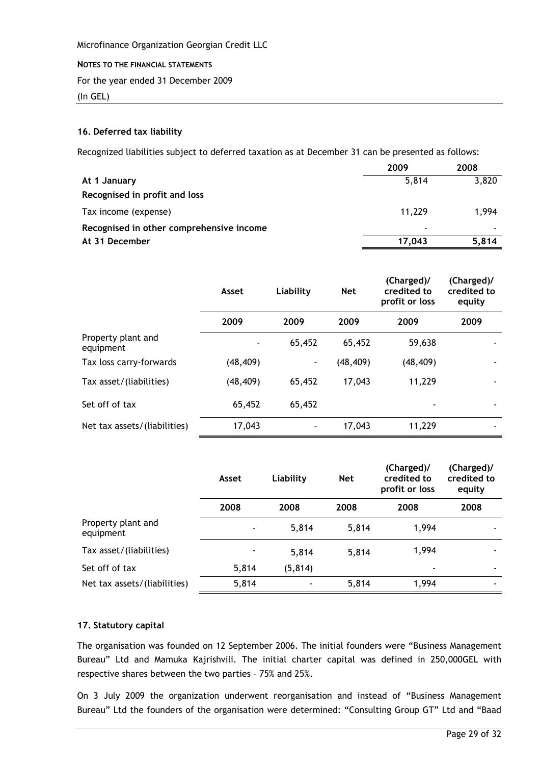Microfinance Organization Georgian Credit LLC

**NOTES TO THE FINANCIAL STATEMENTS**

For the year ended 31 December 2009

(In GEL)

### 16. Deferred tax liability

Recognized liabilities subject to deferred taxation as at December 31 can be presented as follows:

| | 2009 | 2008 |
|---|---|---|
| **At 1 January** | 5,814 | 3,820 |
| **Recognised in profit and loss** | | |
| Tax income (expense) | 11,229 | 1,994 |
| **Recognised in other comprehensive income** | - | - |
| **At 31 December** | **17,043** | **5,814** |

| | Asset | Liability | Net | (Charged)/ credited to profit or loss | (Charged)/ credited to equity |
|---|---|---|---|---|---|
| | 2009 | 2009 | 2009 | 2009 | 2009 |
| Property plant and equipment | - | 65,452 | 65,452 | 59,638 | - |
| Tax loss carry-forwards | (48,409) | - | (48,409) | (48,409) | - |
| Tax asset/(liabilities) | (48,409) | 65,452 | 17,043 | 11,229 | - |
| Set off of tax | 65,452 | 65,452 | | - | - |
| Net tax assets/(liabilities) | 17,043 | - | 17,043 | 11,229 | - |

| | Asset | Liability | Net | (Charged)/ credited to profit or loss | (Charged)/ credited to equity |
|---|---|---|---|---|---|
| | 2008 | 2008 | 2008 | 2008 | 2008 |
| Property plant and equipment | - | 5,814 | 5,814 | 1,994 | - |
| Tax asset/(liabilities) | - | 5,814 | 5,814 | 1,994 | - |
| Set off of tax | 5,814 | (5,814) | | - | - |
| Net tax assets/(liabilities) | 5,814 | - | 5,814 | 1,994 | - |

### 17. Statutory capital

The organisation was founded on 12 September 2006. The initial founders were "Business Management Bureau" Ltd and Mamuka Kajrishvili. The initial charter capital was defined in 250,000GEL with respective shares between the two parties – 75% and 25%.

On 3 July 2009 the organization underwent reorganisation and instead of "Business Management Bureau" Ltd the founders of the organisation were determined: "Consulting Group GT" Ltd and "Baad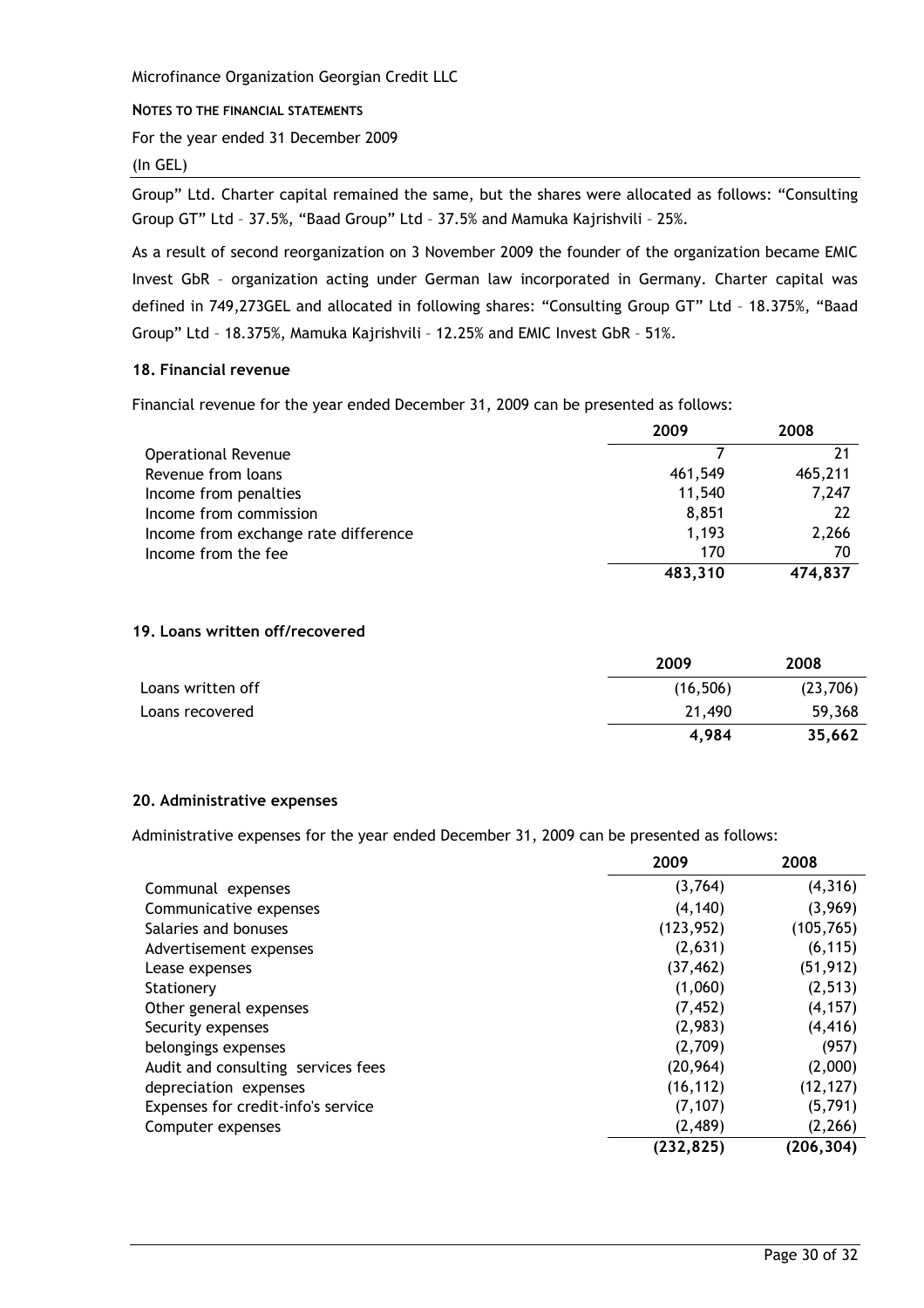Group" Ltd. Charter capital remained the same, but the shares were allocated as follows: "Consulting Group GT" Ltd – 37.5%, "Baad Group" Ltd – 37.5% and Mamuka Kajrishvili – 25%.

As a result of second reorganization on 3 November 2009 the founder of the organization became EMIC Invest GbR – organization acting under German law incorporated in Germany. Charter capital was defined in 749,273GEL and allocated in following shares: "Consulting Group GT" Ltd – 18.375%, "Baad Group" Ltd – 18.375%, Mamuka Kajrishvili – 12.25% and EMIC Invest GbR – 51%.

### 18. Financial revenue

Financial revenue for the year ended December 31, 2009 can be presented as follows:

| | 2009 | 2008 |
|---|---|---|
| Operational Revenue | 7 | 21 |
| Revenue from loans | 461,549 | 465,211 |
| Income from penalties | 11,540 | 7,247 |
| Income from commission | 8,851 | 22 |
| Income from exchange rate difference | 1,193 | 2,266 |
| Income from the fee | 170 | 70 |
| | **483,310** | **474,837** |

### 19. Loans written off/recovered

| | 2009 | 2008 |
|---|---|---|
| Loans written off | (16,506) | (23,706) |
| Loans recovered | 21,490 | 59,368 |
| | **4,984** | **35,662** |

### 20. Administrative expenses

Administrative expenses for the year ended December 31, 2009 can be presented as follows:

| | 2009 | 2008 |
|---|---|---|
| Communal expenses | (3,764) | (4,316) |
| Communicative expenses | (4,140) | (3,969) |
| Salaries and bonuses | (123,952) | (105,765) |
| Advertisement expenses | (2,631) | (6,115) |
| Lease expenses | (37,462) | (51,912) |
| Stationery | (1,060) | (2,513) |
| Other general expenses | (7,452) | (4,157) |
| Security expenses | (2,983) | (4,416) |
| belongings expenses | (2,709) | (957) |
| Audit and consulting services fees | (20,964) | (2,000) |
| depreciation expenses | (16,112) | (12,127) |
| Expenses for credit-info's service | (7,107) | (5,791) |
| Computer expenses | (2,489) | (2,266) |
| | **(232,825)** | **(206,304)** |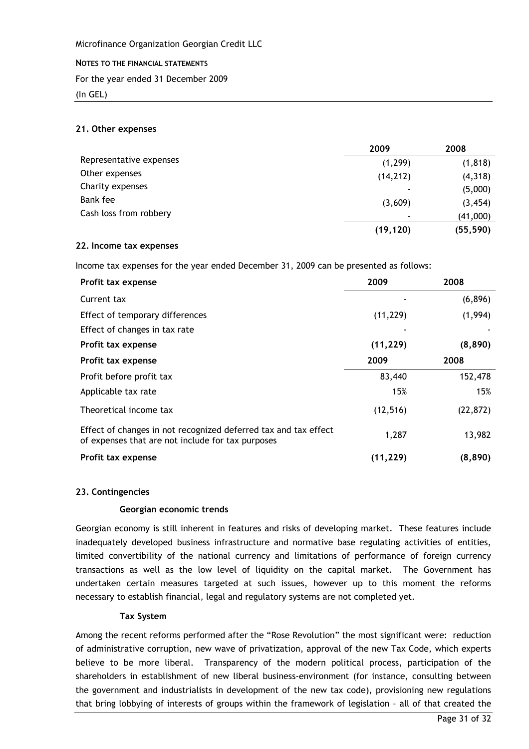## 21. Other expenses

| | 2009 | 2008 |
|---|---|---|
| Representative expenses | (1,299) | (1,818) |
| Other expenses | (14,212) | (4,318) |
| Charity expenses | - | (5,000) |
| Bank fee | (3,609) | (3,454) |
| Cash loss from robbery | - | (41,000) |
| | **(19,120)** | **(55,590)** |

## 22. Income tax expenses

Income tax expenses for the year ended December 31, 2009 can be presented as follows:

| **Profit tax expense** | **2009** | **2008** |
|---|---|---|
| Current tax | - | (6,896) |
| Effect of temporary differences | (11,229) | (1,994) |
| Effect of changes in tax rate | - | - |
| **Profit tax expense** | **(11,229)** | **(8,890)** |

| **Profit tax expense** | **2009** | **2008** |
|---|---|---|
| Profit before profit tax | 83,440 | 152,478 |
| Applicable tax rate | 15% | 15% |
| Theoretical income tax | (12,516) | (22,872) |
| Effect of changes in not recognized deferred tax and tax effect of expenses that are not include for tax purposes | 1,287 | 13,982 |
| **Profit tax expense** | **(11,229)** | **(8,890)** |

## 23. Contingencies

### Georgian economic trends

Georgian economy is still inherent in features and risks of developing market. These features include inadequately developed business infrastructure and normative base regulating activities of entities, limited convertibility of the national currency and limitations of performance of foreign currency transactions as well as the low level of liquidity on the capital market. The Government has undertaken certain measures targeted at such issues, however up to this moment the reforms necessary to establish financial, legal and regulatory systems are not completed yet.

### Tax System

Among the recent reforms performed after the "Rose Revolution" the most significant were: reduction of administrative corruption, new wave of privatization, approval of the new Tax Code, which experts believe to be more liberal. Transparency of the modern political process, participation of the shareholders in establishment of new liberal business-environment (for instance, consulting between the government and industrialists in development of the new tax code), provisioning new regulations that bring lobbying of interests of groups within the framework of legislation – all of that created the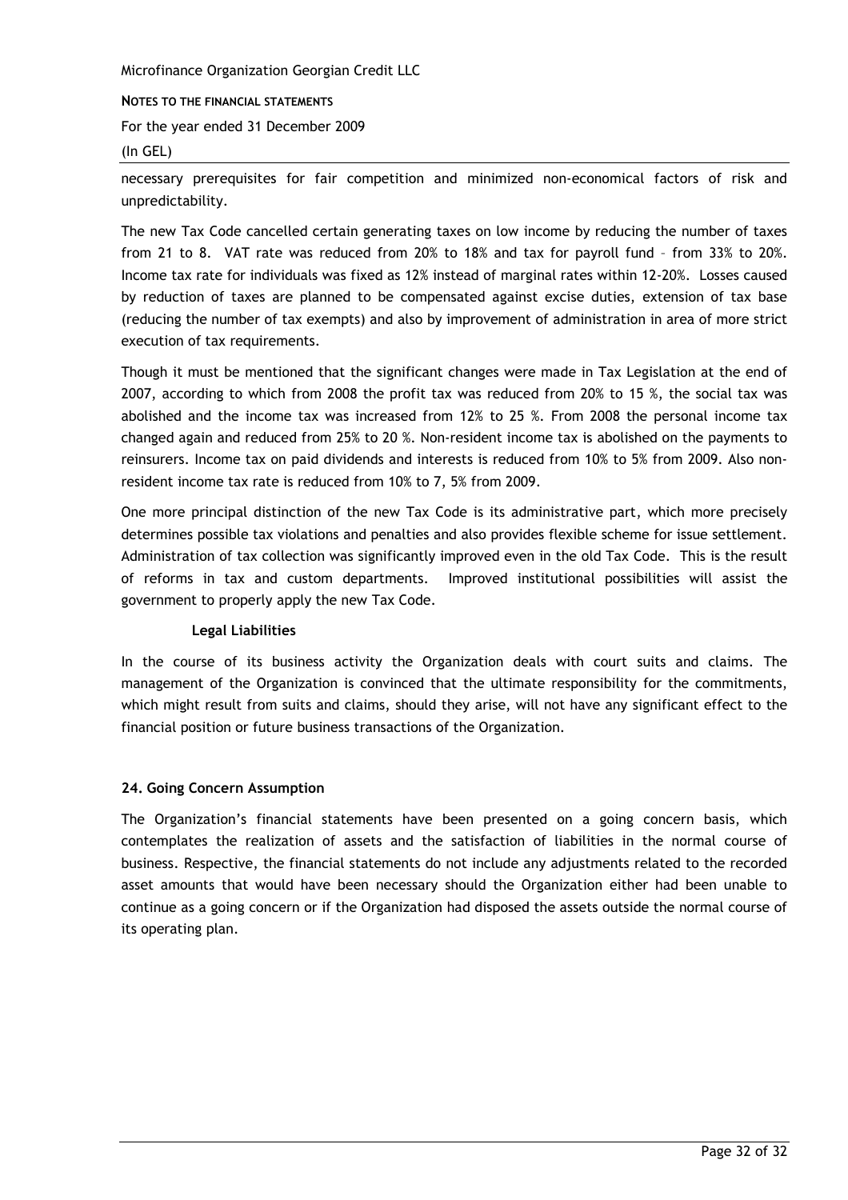necessary prerequisites for fair competition and minimized non-economical factors of risk and unpredictability.

The new Tax Code cancelled certain generating taxes on low income by reducing the number of taxes from 21 to 8. VAT rate was reduced from 20% to 18% and tax for payroll fund – from 33% to 20%. Income tax rate for individuals was fixed as 12% instead of marginal rates within 12-20%. Losses caused by reduction of taxes are planned to be compensated against excise duties, extension of tax base (reducing the number of tax exempts) and also by improvement of administration in area of more strict execution of tax requirements.

Though it must be mentioned that the significant changes were made in Tax Legislation at the end of 2007, according to which from 2008 the profit tax was reduced from 20% to 15 %, the social tax was abolished and the income tax was increased from 12% to 25 %. From 2008 the personal income tax changed again and reduced from 25% to 20 %. Non-resident income tax is abolished on the payments to reinsurers. Income tax on paid dividends and interests is reduced from 10% to 5% from 2009. Also non-resident income tax rate is reduced from 10% to 7, 5% from 2009.

One more principal distinction of the new Tax Code is its administrative part, which more precisely determines possible tax violations and penalties and also provides flexible scheme for issue settlement. Administration of tax collection was significantly improved even in the old Tax Code. This is the result of reforms in tax and custom departments. Improved institutional possibilities will assist the government to properly apply the new Tax Code.

**Legal Liabilities**

In the course of its business activity the Organization deals with court suits and claims. The management of the Organization is convinced that the ultimate responsibility for the commitments, which might result from suits and claims, should they arise, will not have any significant effect to the financial position or future business transactions of the Organization.

## 24. Going Concern Assumption

The Organization's financial statements have been presented on a going concern basis, which contemplates the realization of assets and the satisfaction of liabilities in the normal course of business. Respective, the financial statements do not include any adjustments related to the recorded asset amounts that would have been necessary should the Organization either had been unable to continue as a going concern or if the Organization had disposed the assets outside the normal course of its operating plan.